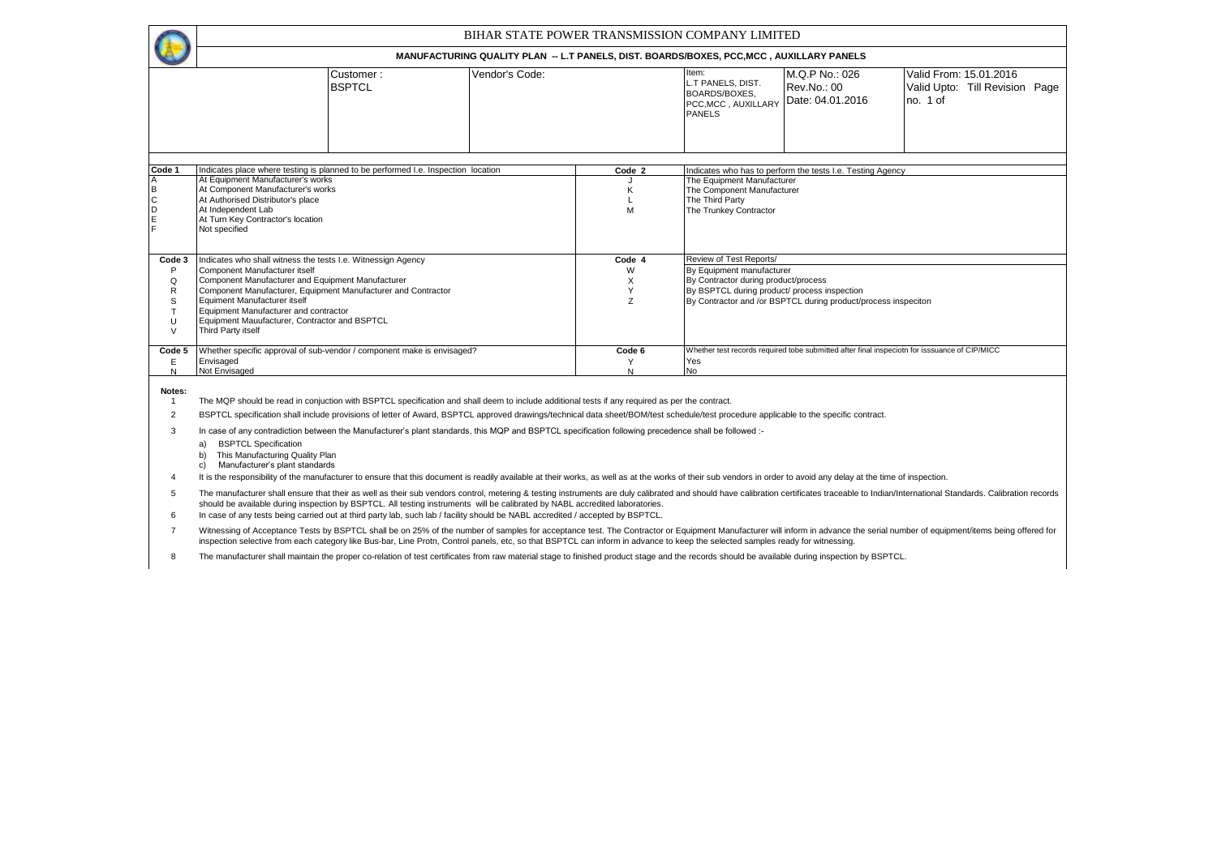# BIHAR STATE POWER TRANSMISSION COMPANY LIMITED

## MANUFACTURING QUALITY PLAN -- L.T PANELS, DIST. BOARDS/BOXES, PCC,MCC , AUXILLARY PANELS

| Customer : | Vendor's Code: | Item: | M.Q.P No.: 026 | Valid From: 15.01.2016 |
|---|---|---|---|---|
| BSPTCL | | L.T PANELS, DIST. BOARDS/BOXES, PCC,MCC , AUXILLARY PANELS | Rev.No.: 00<br>Date: 04.01.2016 | Valid Upto: Till Revision Page no. 1 of |

| Code 1 | Indicates place where testing is planned to be performed I.e. Inspection location | Code 2 | Indicates who has to perform the tests I.e. Testing Agency |
|---|---|---|---|
| A | At Equipment Manufacturer's works | J | The Equipment Manufacturer |
| B | At Component Manufacturer's works | K | The Component Manufacturer |
| C | At Authorised Distributor's place | L | The Third Party |
| D | At Independent Lab | M | The Trunkey Contractor |
| E | At Turn Key Contractor's location | | |
| F | Not specified | | |

| Code 3 | Indicates who shall witness the tests I.e. Witnessign Agency | Code 4 | Review of Test Reports/ |
|---|---|---|---|
| P | Component Manufacturer itself | W | By Equipment manufacturer |
| Q | Component Manufacturer and Equipment Manufacturer | X | By Contractor during product/process |
| R | Component Manufacturer, Equipment Manufacturer and Contractor | Y | By BSPTCL during product/ process inspection |
| S | Equiment Manufacturer itself | Z | By Contractor and /or BSPTCL during product/process inspeciton |
| T | Equipment Manufacturer and contractor | | |
| U | Equipment Mauufacturer, Contractor and BSPTCL | | |
| V | Third Party itself | | |

| Code 5 | Whether specific approval of sub-vendor / component make is envisaged? | Code 6 | Whether test records required tobe submitted after final inspeciotn for isssuance of CIP/MICC |
|---|---|---|---|
| E | Envisaged | Y | Yes |
| N | Not Envisaged | N | No |

**Notes:**

1. The MQP should be read in conjuction with BSPTCL specification and shall deem to include additional tests if any required as per the contract.
2. BSPTCL specification shall include provisions of letter of Award, BSPTCL approved drawings/technical data sheet/BOM/test schedule/test procedure applicable to the specific contract.
3. In case of any contradiction between the Manufacturer's plant standards, this MQP and BSPTCL specification following precedence shall be followed :-
   a) BSPTCL Specification
   b) This Manufacturing Quality Plan
   c) Manufacturer's plant standards
4. It is the responsibility of the manufacturer to ensure that this document is readily available at their works, as well as at the works of their sub vendors in order to avoid any delay at the time of inspection.
5. The manufacturer shall ensure that their as well as their sub vendors control, metering & testing instruments are duly calibrated and should have calibration certificates traceable to Indian/International Standards. Calibration records should be available during inspection by BSPTCL. All testing instruments will be calibrated by NABL accredited laboratories.
6. In case of any tests being carried out at third party lab, such lab / facility should be NABL accredited / accepted by BSPTCL.
7. Witnessing of Acceptance Tests by BSPTCL shall be on 25% of the number of samples for acceptance test. The Contractor or Equipment Manufacturer will inform in advance the serial number of equipment/items being offered for inspection selective from each category like Bus-bar, Line Protn, Control panels, etc, so that BSPTCL can inform in advance to keep the selected samples ready for witnessing.
8. The manufacturer shall maintain the proper co-relation of test certificates from raw material stage to finished product stage and the records should be available during inspection by BSPTCL.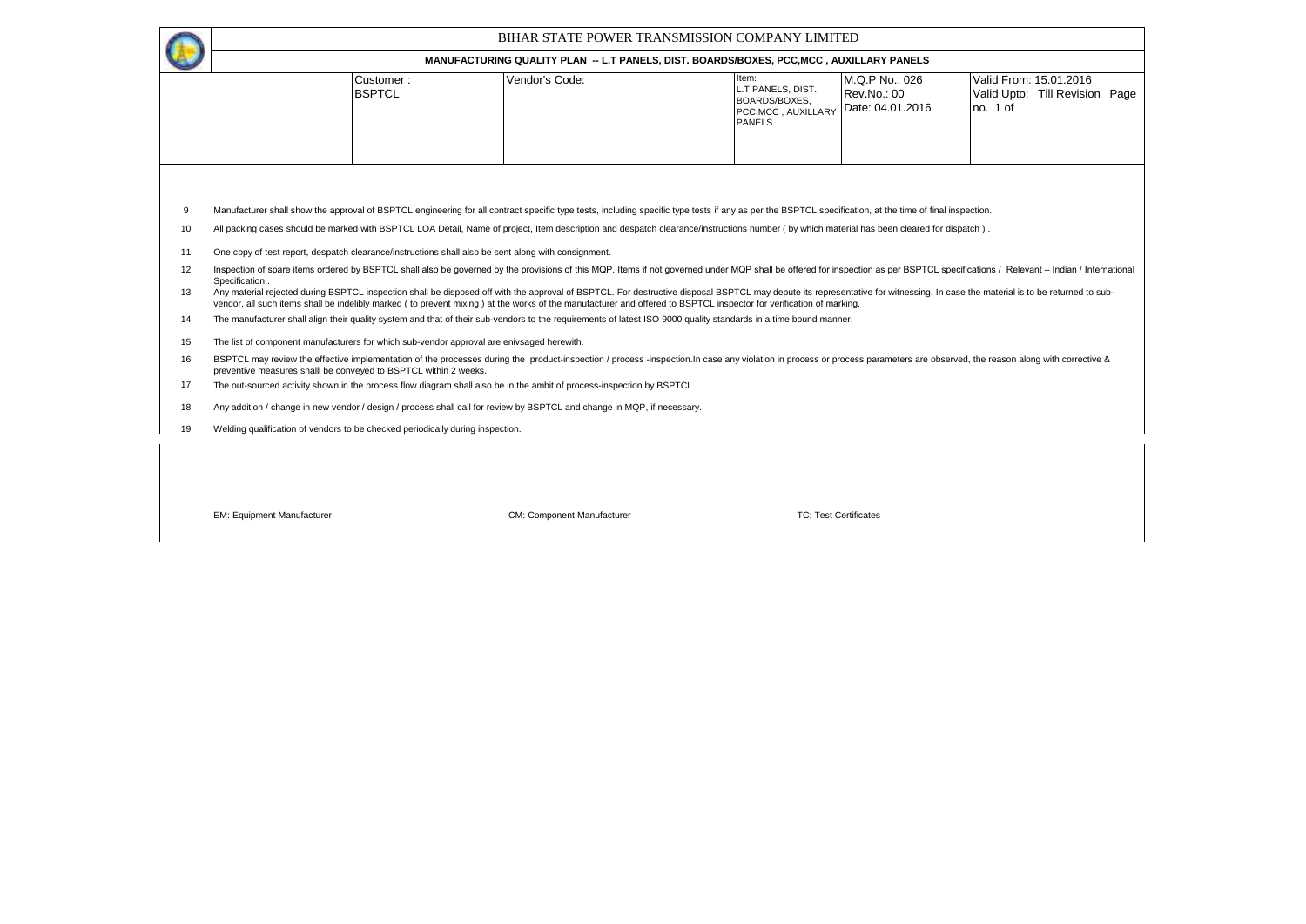# BIHAR STATE POWER TRANSMISSION COMPANY LIMITED

**MANUFACTURING QUALITY PLAN -- L.T PANELS, DIST. BOARDS/BOXES, PCC,MCC , AUXILLARY PANELS**

| Customer : BSPTCL | Vendor's Code: | Item: L.T PANELS, DIST. BOARDS/BOXES, PCC,MCC , AUXILLARY PANELS | M.Q.P No.: 026 Rev.No.: 00 Date: 04.01.2016 | Valid From: 15.01.2016 Valid Upto: Till Revision Page no. 1 of |
|---|---|---|---|---|

9. Manufacturer shall show the approval of BSPTCL engineering for all contract specific type tests, including specific type tests if any as per the BSPTCL specification, at the time of final inspection.
10. All packing cases should be marked with BSPTCL LOA Detail, Name of project, Item description and despatch clearance/instructions number ( by which material has been cleared for dispatch ) .
11. One copy of test report, despatch clearance/instructions shall also be sent along with consignment.
12. Inspection of spare items ordered by BSPTCL shall also be governed by the provisions of this MQP. Items if not governed under MQP shall be offered for inspection as per BSPTCL specifications / Relevant – Indian / International Specification .
13. Any material rejected during BSPTCL inspection shall be disposed off with the approval of BSPTCL. For destructive disposal BSPTCL may depute its representative for witnessing. In case the material is to be returned to sub-vendor, all such items shall be indelibly marked ( to prevent mixing ) at the works of the manufacturer and offered to BSPTCL inspector for verification of marking.
14. The manufacturer shall align their quality system and that of their sub-vendors to the requirements of latest ISO 9000 quality standards in a time bound manner.
15. The list of component manufacturers for which sub-vendor approval are enivsaged herewith.
16. BSPTCL may review the effective implementation of the processes during the product-inspection / process -inspection.In case any violation in process or process parameters are observed, the reason along with corrective & preventive measures shalll be conveyed to BSPTCL within 2 weeks.
17. The out-sourced activity shown in the process flow diagram shall also be in the ambit of process-inspection by BSPTCL
18. Any addition / change in new vendor / design / process shall call for review by BSPTCL and change in MQP, if necessary.
19. Welding qualification of vendors to be checked periodically during inspection.

EM: Equipment Manufacturer    CM: Component Manufacturer    TC: Test Certificates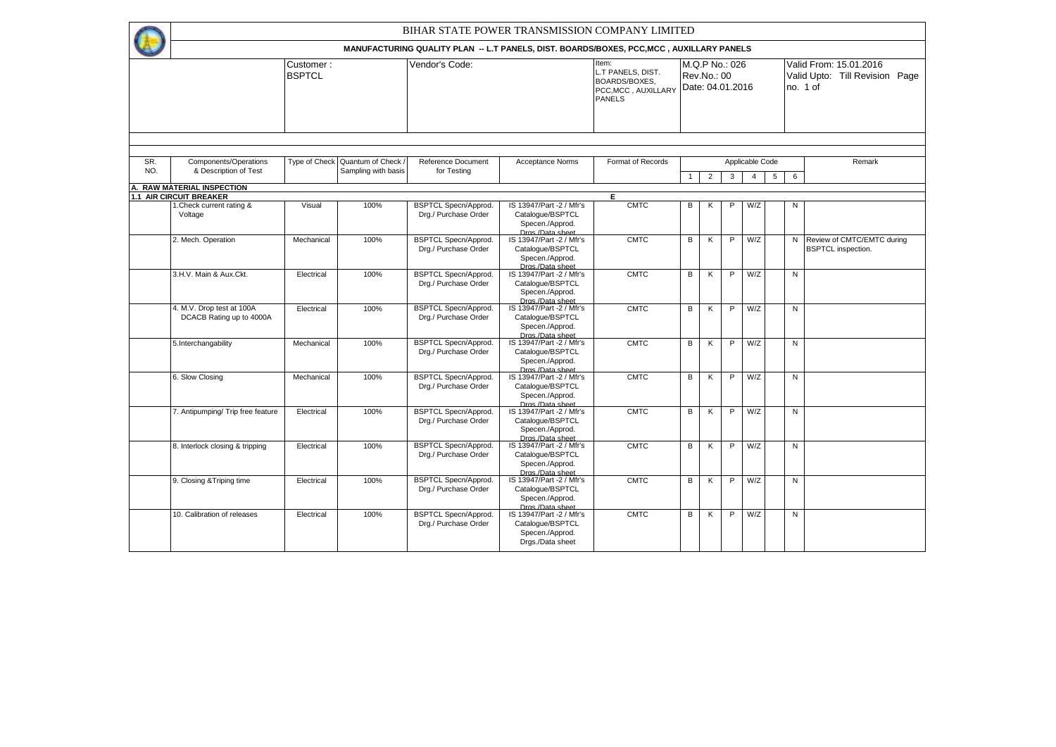# BIHAR STATE POWER TRANSMISSION COMPANY LIMITED

## MANUFACTURING QUALITY PLAN -- L.T PANELS, DIST. BOARDS/BOXES, PCC,MCC , AUXILLARY PANELS

| Customer : BSPTCL | Vendor's Code: | Item: L.T PANELS, DIST. BOARDS/BOXES, PCC,MCC , AUXILLARY PANELS | M.Q.P No.: 026 Rev.No.: 00 Date: 04.01.2016 | Valid From: 15.01.2016 Valid Upto: Till Revision Page no. 1 of |
|---|---|---|---|---|

| SR. NO. | Components/Operations & Description of Test | Type of Check | Quantum of Check / Sampling with basis | Reference Document for Testing | Acceptance Norms | Format of Records | Applicable Code | | | | | | Remark |
|---|---|---|---|---|---|---|---|---|---|---|---|---|---|
| | | | | | | | 1 | 2 | 3 | 4 | 5 | 6 | |
| **A. RAW MATERIAL INSPECTION** | | | | | | | | | | | | | |
| **1.1 AIR CIRCUIT BREAKER** | | | | | | **E** | | | | | | | |
| | 1.Check current rating & Voltage | Visual | 100% | BSPTCL Specn/Approd. Drg./ Purchase Order | IS 13947/Part -2 / Mfr's Catalogue/BSPTCL Specen./Approd. Drgs./Data sheet | CMTC | B | K | P | W/Z | | N | |
| | 2. Mech. Operation | Mechanical | 100% | BSPTCL Specn/Approd. Drg./ Purchase Order | IS 13947/Part -2 / Mfr's Catalogue/BSPTCL Specen./Approd. Drgs./Data sheet | CMTC | B | K | P | W/Z | | N | Review of CMTC/EMTC during BSPTCL inspection. |
| | 3.H.V. Main & Aux.Ckt. | Electrical | 100% | BSPTCL Specn/Approd. Drg./ Purchase Order | IS 13947/Part -2 / Mfr's Catalogue/BSPTCL Specen./Approd. Drgs./Data sheet | CMTC | B | K | P | W/Z | | N | |
| | 4. M.V. Drop test at 100A DCACB Rating up to 4000A | Electrical | 100% | BSPTCL Specn/Approd. Drg./ Purchase Order | IS 13947/Part -2 / Mfr's Catalogue/BSPTCL Specen./Approd. Drgs./Data sheet | CMTC | B | K | P | W/Z | | N | |
| | 5.Interchangability | Mechanical | 100% | BSPTCL Specn/Approd. Drg./ Purchase Order | IS 13947/Part -2 / Mfr's Catalogue/BSPTCL Specen./Approd. Drgs./Data sheet | CMTC | B | K | P | W/Z | | N | |
| | 6. Slow Closing | Mechanical | 100% | BSPTCL Specn/Approd. Drg./ Purchase Order | IS 13947/Part -2 / Mfr's Catalogue/BSPTCL Specen./Approd. Drgs./Data sheet | CMTC | B | K | P | W/Z | | N | |
| | 7. Antipumping/ Trip free feature | Electrical | 100% | BSPTCL Specn/Approd. Drg./ Purchase Order | IS 13947/Part -2 / Mfr's Catalogue/BSPTCL Specen./Approd. Drgs./Data sheet | CMTC | B | K | P | W/Z | | N | |
| | 8. Interlock closing & tripping | Electrical | 100% | BSPTCL Specn/Approd. Drg./ Purchase Order | IS 13947/Part -2 / Mfr's Catalogue/BSPTCL Specen./Approd. Drgs./Data sheet | CMTC | B | K | P | W/Z | | N | |
| | 9. Closing &Triping time | Electrical | 100% | BSPTCL Specn/Approd. Drg./ Purchase Order | IS 13947/Part -2 / Mfr's Catalogue/BSPTCL Specen./Approd. Drgs./Data sheet | CMTC | B | K | P | W/Z | | N | |
| | 10. Calibration of releases | Electrical | 100% | BSPTCL Specn/Approd. Drg./ Purchase Order | IS 13947/Part -2 / Mfr's Catalogue/BSPTCL Specen./Approd. Drgs./Data sheet | CMTC | B | K | P | W/Z | | N | |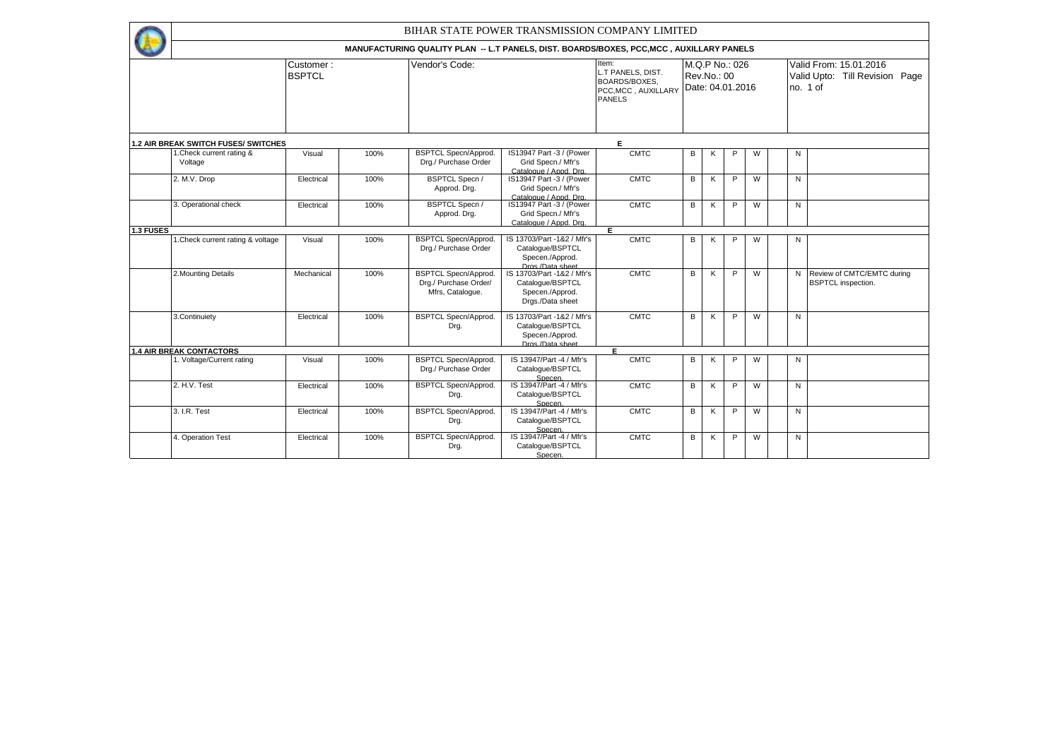# BIHAR STATE POWER TRANSMISSION COMPANY LIMITED

## MANUFACTURING QUALITY PLAN -- L.T PANELS, DIST. BOARDS/BOXES, PCC,MCC , AUXILLARY PANELS

| | | Customer : BSPTCL | | Vendor's Code: | | Item: L.T PANELS, DIST. BOARDS/BOXES, PCC,MCC , AUXILLARY PANELS | M.Q.P No.: 026 Rev.No.: 00 Date: 04.01.2016 | | | | | Valid From: 15.01.2016 Valid Upto: Till Revision Page no. 1 of | |
|---|---|---|---|---|---|---|---|---|---|---|---|---|---|
| **1.2 AIR BREAK SWITCH FUSES/ SWITCHES** | | | | | | E | | | | | | | |
| | 1.Check current rating & Voltage | Visual | 100% | BSPTCL Specn/Approd. Drg./ Purchase Order | IS13947 Part -3 / (Power Grid Specn./ Mfr's Catalogue / Appd. Drg. | CMTC | B | K | P | W | | N | |
| | 2. M.V. Drop | Electrical | 100% | BSPTCL Specn / Approd. Drg. | IS13947 Part -3 / (Power Grid Specn./ Mfr's Catalogue / Appd. Drg. | CMTC | B | K | P | W | | N | |
| | 3. Operational check | Electrical | 100% | BSPTCL Specn / Approd. Drg. | IS13947 Part -3 / (Power Grid Specn./ Mfr's Catalogue / Appd. Drg. | CMTC | B | K | P | W | | N | |
| **1.3 FUSES** | | | | | | E | | | | | | | |
| | 1.Check current rating & voltage | Visual | 100% | BSPTCL Specn/Approd. Drg./ Purchase Order | IS 13703/Part -1&2 / Mfr's Catalogue/BSPTCL Specen./Approd. Drgs./Data sheet | CMTC | B | K | P | W | | N | |
| | 2.Mounting Details | Mechanical | 100% | BSPTCL Specn/Approd. Drg./ Purchase Order/ Mfrs, Catalogue. | IS 13703/Part -1&2 / Mfr's Catalogue/BSPTCL Specen./Approd. Drgs./Data sheet | CMTC | B | K | P | W | | N | Review of CMTC/EMTC during BSPTCL inspection. |
| | 3.Continuiety | Electrical | 100% | BSPTCL Specn/Approd. Drg. | IS 13703/Part -1&2 / Mfr's Catalogue/BSPTCL Specen./Approd. Drgs./Data sheet | CMTC | B | K | P | W | | N | |
| **1.4 AIR BREAK CONTACTORS** | | | | | | E | | | | | | | |
| | 1. Voltage/Current rating | Visual | 100% | BSPTCL Specn/Approd. Drg./ Purchase Order | IS 13947/Part -4 / Mfr's Catalogue/BSPTCL Specen. | CMTC | B | K | P | W | | N | |
| | 2. H.V. Test | Electrical | 100% | BSPTCL Specn/Approd. Drg. | IS 13947/Part -4 / Mfr's Catalogue/BSPTCL Specen. | CMTC | B | K | P | W | | N | |
| | 3. I.R. Test | Electrical | 100% | BSPTCL Specn/Approd. Drg. | IS 13947/Part -4 / Mfr's Catalogue/BSPTCL Specen. | CMTC | B | K | P | W | | N | |
| | 4. Operation Test | Electrical | 100% | BSPTCL Specn/Approd. Drg. | IS 13947/Part -4 / Mfr's Catalogue/BSPTCL Specen. | CMTC | B | K | P | W | | N | |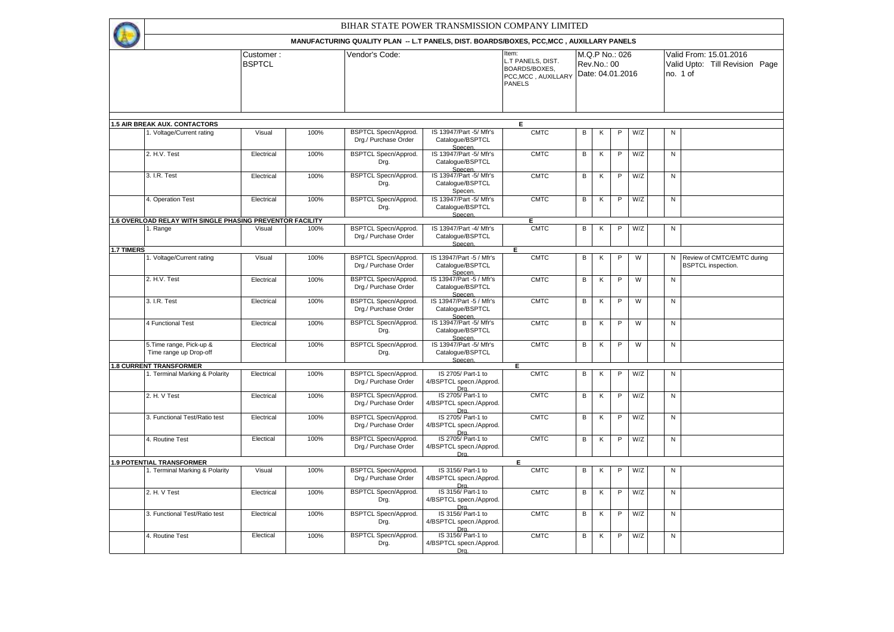# BIHAR STATE POWER TRANSMISSION COMPANY LIMITED

## MANUFACTURING QUALITY PLAN -- L.T PANELS, DIST. BOARDS/BOXES, PCC,MCC , AUXILLARY PANELS

| | Customer : BSPTCL | Vendor's Code: | Item: L.T PANELS, DIST. BOARDS/BOXES, PCC,MCC , AUXILLARY PANELS | M.Q.P No.: 026 Rev.No.: 00 Date: 04.01.2016 | Valid From: 15.01.2016 Valid Upto: Till Revision Page no. 1 of |
|---|---|---|---|---|---|

| | | | | | | | | | | | | | | |
|---|---|---|---|---|---|---|---|---|---|---|---|---|---|---|
| **1.5 AIR BREAK AUX. CONTACTORS** | | | | | | **E** | | | | | | | | |
| | 1. Voltage/Current rating | Visual | 100% | BSPTCL Specn/Approd. Drg./ Purchase Order | IS 13947/Part -5/ Mfr's Catalogue/BSPTCL Specen. | CMTC | B | K | P | W/Z | | N | |
| | 2. H.V. Test | Electrical | 100% | BSPTCL Specn/Approd. Drg. | IS 13947/Part -5/ Mfr's Catalogue/BSPTCL Specen. | CMTC | B | K | P | W/Z | | N | |
| | 3. I.R. Test | Electrical | 100% | BSPTCL Specn/Approd. Drg. | IS 13947/Part -5/ Mfr's Catalogue/BSPTCL Specen. | CMTC | B | K | P | W/Z | | N | |
| | 4. Operation Test | Electrical | 100% | BSPTCL Specn/Approd. Drg. | IS 13947/Part -5/ Mfr's Catalogue/BSPTCL Specen. | CMTC | B | K | P | W/Z | | N | |
| **1.6 OVERLOAD RELAY WITH SINGLE PHASING PREVENTOR FACILITY** | | | | | | **E** | | | | | | | | |
| | 1. Range | Visual | 100% | BSPTCL Specn/Approd. Drg./ Purchase Order | IS 13947/Part -4/ Mfr's Catalogue/BSPTCL Specen. | CMTC | B | K | P | W/Z | | N | |
| **1.7 TIMERS** | | | | | | **E** | | | | | | | | |
| | 1. Voltage/Current rating | Visual | 100% | BSPTCL Specn/Approd. Drg./ Purchase Order | IS 13947/Part -5 / Mfr's Catalogue/BSPTCL Specen. | CMTC | B | K | P | W | | N | Review of CMTC/EMTC during BSPTCL inspection. |
| | 2. H.V. Test | Electrical | 100% | BSPTCL Specn/Approd. Drg./ Purchase Order | IS 13947/Part -5 / Mfr's Catalogue/BSPTCL Specen. | CMTC | B | K | P | W | | N | |
| | 3. I.R. Test | Electrical | 100% | BSPTCL Specn/Approd. Drg./ Purchase Order | IS 13947/Part -5 / Mfr's Catalogue/BSPTCL Specen. | CMTC | B | K | P | W | | N | |
| | 4 Functional Test | Electrical | 100% | BSPTCL Specn/Approd. Drg. | IS 13947/Part -5/ Mfr's Catalogue/BSPTCL Specen. | CMTC | B | K | P | W | | N | |
| | 5.Time range, Pick-up & Time range up Drop-off | Electrical | 100% | BSPTCL Specn/Approd. Drg. | IS 13947/Part -5/ Mfr's Catalogue/BSPTCL Specen. | CMTC | B | K | P | W | | N | |
| **1.8 CURRENT TRANSFORMER** | | | | | | **E** | | | | | | | | |
| | 1. Terminal Marking & Polarity | Electrical | 100% | BSPTCL Specn/Approd. Drg./ Purchase Order | IS 2705/ Part-1 to 4/BSPTCL specn./Approd. Drg. | CMTC | B | K | P | W/Z | | N | |
| | 2. H. V Test | Electrical | 100% | BSPTCL Specn/Approd. Drg./ Purchase Order | IS 2705/ Part-1 to 4/BSPTCL specn./Approd. Drg. | CMTC | B | K | P | W/Z | | N | |
| | 3. Functional Test/Ratio test | Electrical | 100% | BSPTCL Specn/Approd. Drg./ Purchase Order | IS 2705/ Part-1 to 4/BSPTCL specn./Approd. Drg. | CMTC | B | K | P | W/Z | | N | |
| | 4. Routine Test | Electical | 100% | BSPTCL Specn/Approd. Drg./ Purchase Order | IS 2705/ Part-1 to 4/BSPTCL specn./Approd. Drg. | CMTC | B | K | P | W/Z | | N | |
| **1.9 POTENTIAL TRANSFORMER** | | | | | | **E** | | | | | | | | |
| | 1. Terminal Marking & Polarity | Visual | 100% | BSPTCL Specn/Approd. Drg./ Purchase Order | IS 3156/ Part-1 to 4/BSPTCL specn./Approd. Drg. | CMTC | B | K | P | W/Z | | N | |
| | 2. H. V Test | Electrical | 100% | BSPTCL Specn/Approd. Drg. | IS 3156/ Part-1 to 4/BSPTCL specn./Approd. Drg. | CMTC | B | K | P | W/Z | | N | |
| | 3. Functional Test/Ratio test | Electrical | 100% | BSPTCL Specn/Approd. Drg. | IS 3156/ Part-1 to 4/BSPTCL specn./Approd. Drg. | CMTC | B | K | P | W/Z | | N | |
| | 4. Routine Test | Electical | 100% | BSPTCL Specn/Approd. Drg. | IS 3156/ Part-1 to 4/BSPTCL specn./Approd. Drg. | CMTC | B | K | P | W/Z | | N | |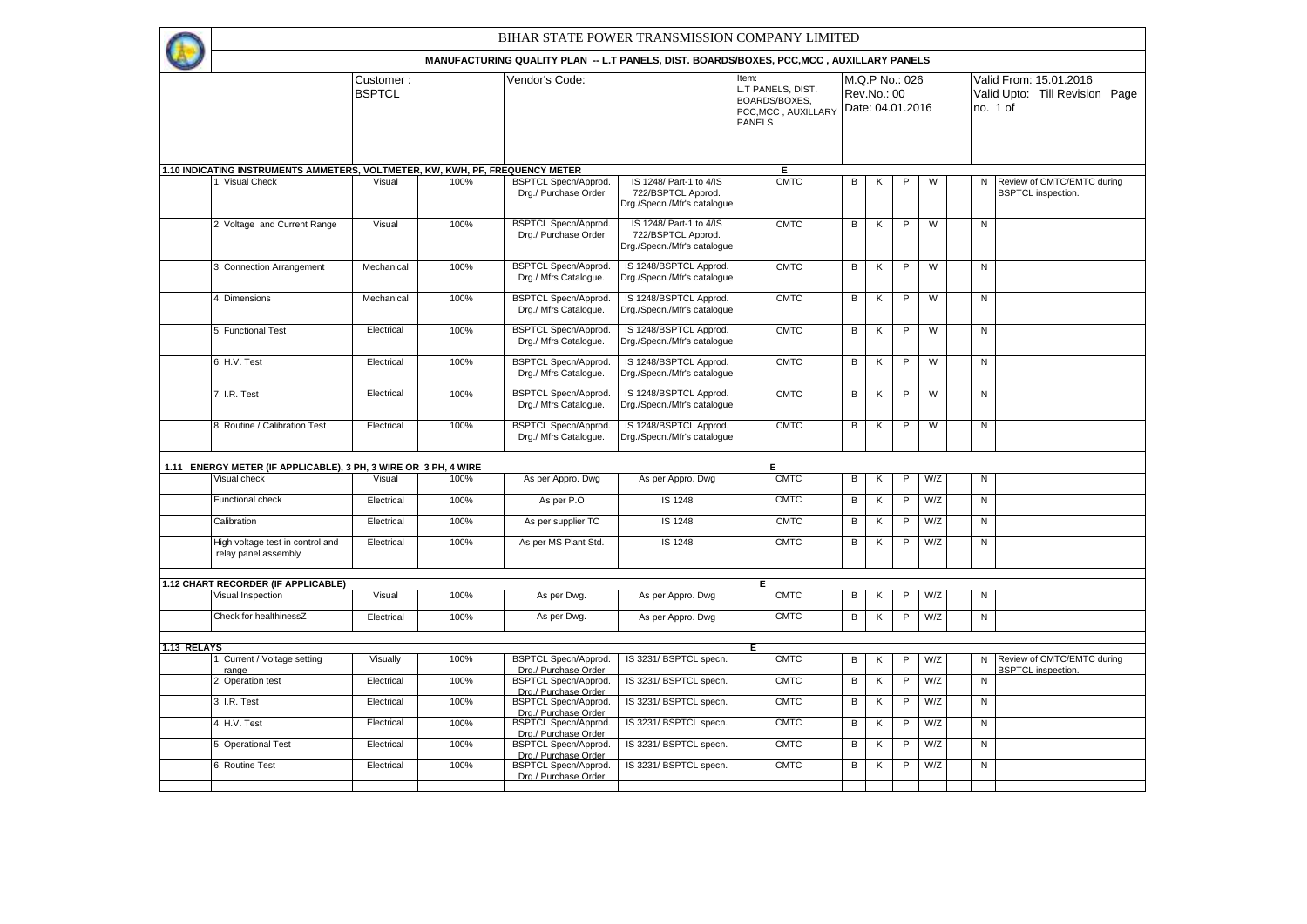# BIHAR STATE POWER TRANSMISSION COMPANY LIMITED

## MANUFACTURING QUALITY PLAN -- L.T PANELS, DIST. BOARDS/BOXES, PCC,MCC , AUXILLARY PANELS

| Customer : BSPTCL | Vendor's Code: | Item: L.T PANELS, DIST. BOARDS/BOXES, PCC,MCC , AUXILLARY PANELS | M.Q.P No.: 026 Rev.No.: 00 Date: 04.01.2016 | Valid From: 15.01.2016 Valid Upto: Till Revision Page no. 1 of |
|---|---|---|---|---|

| | | | | | | | | | | | | | |
|---|---|---|---|---|---|---|---|---|---|---|---|---|---|
| **1.10 INDICATING INSTRUMENTS AMMETERS, VOLTMETER, KW, KWH, PF, FREQUENCY METER** | | | | | | E | | | | | | | |
| | 1. Visual Check | Visual | 100% | BSPTCL Specn/Approd. Drg./ Purchase Order | IS 1248/ Part-1 to 4/IS 722/BSPTCL Approd. Drg./Specn./Mfr's catalogue | CMTC | B | K | P | W | | N | Review of CMTC/EMTC during BSPTCL inspection. |
| | 2. Voltage and Current Range | Visual | 100% | BSPTCL Specn/Approd. Drg./ Purchase Order | IS 1248/ Part-1 to 4/IS 722/BSPTCL Approd. Drg./Specn./Mfr's catalogue | CMTC | B | K | P | W | | N | |
| | 3. Connection Arrangement | Mechanical | 100% | BSPTCL Specn/Approd. Drg./ Mfrs Catalogue. | IS 1248/BSPTCL Approd. Drg./Specn./Mfr's catalogue | CMTC | B | K | P | W | | N | |
| | 4. Dimensions | Mechanical | 100% | BSPTCL Specn/Approd. Drg./ Mfrs Catalogue. | IS 1248/BSPTCL Approd. Drg./Specn./Mfr's catalogue | CMTC | B | K | P | W | | N | |
| | 5. Functional Test | Electrical | 100% | BSPTCL Specn/Approd. Drg./ Mfrs Catalogue. | IS 1248/BSPTCL Approd. Drg./Specn./Mfr's catalogue | CMTC | B | K | P | W | | N | |
| | 6. H.V. Test | Electrical | 100% | BSPTCL Specn/Approd. Drg./ Mfrs Catalogue. | IS 1248/BSPTCL Approd. Drg./Specn./Mfr's catalogue | CMTC | B | K | P | W | | N | |
| | 7. I.R. Test | Electrical | 100% | BSPTCL Specn/Approd. Drg./ Mfrs Catalogue. | IS 1248/BSPTCL Approd. Drg./Specn./Mfr's catalogue | CMTC | B | K | P | W | | N | |
| | 8. Routine / Calibration Test | Electrical | 100% | BSPTCL Specn/Approd. Drg./ Mfrs Catalogue. | IS 1248/BSPTCL Approd. Drg./Specn./Mfr's catalogue | CMTC | B | K | P | W | | N | |
| **1.11 ENERGY METER (IF APPLICABLE), 3 PH, 3 WIRE OR 3 PH, 4 WIRE** | | | | | | E | | | | | | | |
| | Visual check | Visual | 100% | As per Appro. Dwg | As per Appro. Dwg | CMTC | B | K | P | W/Z | | N | |
| | Functional check | Electrical | 100% | As per P.O | IS 1248 | CMTC | B | K | P | W/Z | | N | |
| | Calibration | Electrical | 100% | As per supplier TC | IS 1248 | CMTC | B | K | P | W/Z | | N | |
| | High voltage test in control and relay panel assembly | Electrical | 100% | As per MS Plant Std. | IS 1248 | CMTC | B | K | P | W/Z | | N | |
| **1.12 CHART RECORDER (IF APPLICABLE)** | | | | | | E | | | | | | | |
| | Visual Inspection | Visual | 100% | As per Dwg. | As per Appro. Dwg | CMTC | B | K | P | W/Z | | N | |
| | Check for healthinessZ | Electrical | 100% | As per Dwg. | As per Appro. Dwg | CMTC | B | K | P | W/Z | | N | |
| **1.13 RELAYS** | | | | | | E | | | | | | | |
| | 1. Current / Voltage setting range | Visually | 100% | BSPTCL Specn/Approd. Drg./ Purchase Order | IS 3231/ BSPTCL specn. | CMTC | B | K | P | W/Z | | N | Review of CMTC/EMTC during BSPTCL inspection. |
| | 2. Operation test | Electrical | 100% | BSPTCL Specn/Approd. Drg./ Purchase Order | IS 3231/ BSPTCL specn. | CMTC | B | K | P | W/Z | | N | |
| | 3. I.R. Test | Electrical | 100% | BSPTCL Specn/Approd. Drg./ Purchase Order | IS 3231/ BSPTCL specn. | CMTC | B | K | P | W/Z | | N | |
| | 4. H.V. Test | Electrical | 100% | BSPTCL Specn/Approd. Drg./ Purchase Order | IS 3231/ BSPTCL specn. | CMTC | B | K | P | W/Z | | N | |
| | 5. Operational Test | Electrical | 100% | BSPTCL Specn/Approd. Drg./ Purchase Order | IS 3231/ BSPTCL specn. | CMTC | B | K | P | W/Z | | N | |
| | 6. Routine Test | Electrical | 100% | BSPTCL Specn/Approd. Drg./ Purchase Order | IS 3231/ BSPTCL specn. | CMTC | B | K | P | W/Z | | N | |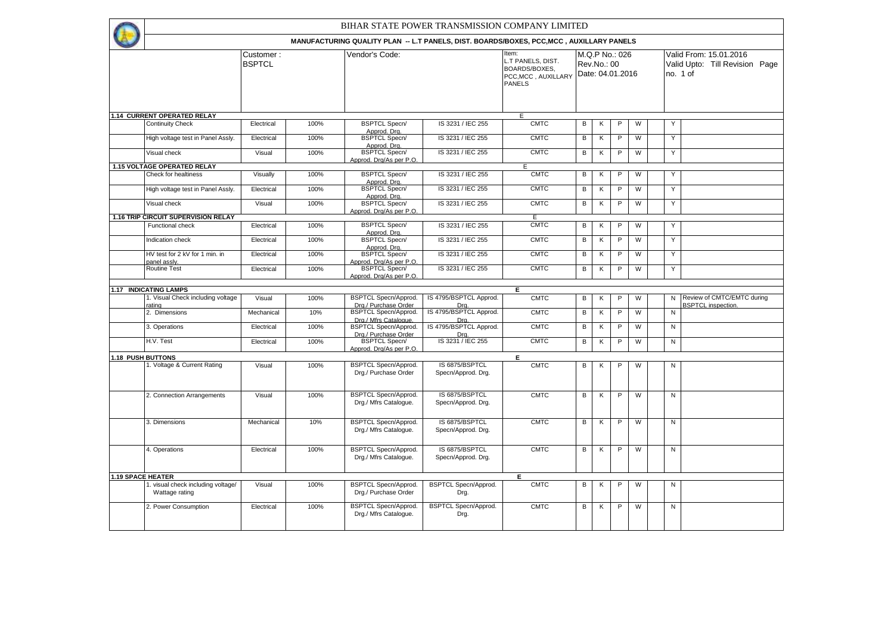# BIHAR STATE POWER TRANSMISSION COMPANY LIMITED

## MANUFACTURING QUALITY PLAN -- L.T PANELS, DIST. BOARDS/BOXES, PCC,MCC , AUXILLARY PANELS

| | Customer : BSPTCL | | Vendor's Code: | | Item: L.T PANELS, DIST. BOARDS/BOXES, PCC,MCC , AUXILLARY PANELS | M.Q.P No.: 026 Rev.No.: 00 Date: 04.01.2016 | | | | | Valid From: 15.01.2016 Valid Upto: Till Revision Page no. 1 of | |
|---|---|---|---|---|---|---|---|---|---|---|---|---|
| **1.14 CURRENT OPERATED RELAY** | | | | | E | | | | | | | |
| Continuity Check | Electrical | 100% | BSPTCL Specn/ Approd. Drg. | IS 3231 / IEC 255 | CMTC | B | K | P | W | | Y | |
| High voltage test in Panel Assly. | Electrical | 100% | BSPTCL Specn/ Approd. Drg. | IS 3231 / IEC 255 | CMTC | B | K | P | W | | Y | |
| Visual check | Visual | 100% | BSPTCL Specn/ Approd. Drg/As per P.O. | IS 3231 / IEC 255 | CMTC | B | K | P | W | | Y | |
| **1.15 VOLTAGE OPERATED RELAY** | | | | | E | | | | | | | |
| Check for healtiness | Visually | 100% | BSPTCL Specn/ Approd. Drg. | IS 3231 / IEC 255 | CMTC | B | K | P | W | | Y | |
| High voltage test in Panel Assly. | Electrical | 100% | BSPTCL Specn/ Approd. Drg. | IS 3231 / IEC 255 | CMTC | B | K | P | W | | Y | |
| Visual check | Visual | 100% | BSPTCL Specn/ Approd. Drg/As per P.O. | IS 3231 / IEC 255 | CMTC | B | K | P | W | | Y | |
| **1.16 TRIP CIRCUIT SUPERVISION RELAY** | | | | | E | | | | | | | |
| Functional check | Electrical | 100% | BSPTCL Specn/ Approd. Drg. | IS 3231 / IEC 255 | CMTC | B | K | P | W | | Y | |
| Indication check | Electrical | 100% | BSPTCL Specn/ Approd. Drg. | IS 3231 / IEC 255 | CMTC | B | K | P | W | | Y | |
| HV test for 2 kV for 1 min. in panel assly. | Electrical | 100% | BSPTCL Specn/ Approd. Drg/As per P.O. | IS 3231 / IEC 255 | CMTC | B | K | P | W | | Y | |
| Routine Test | Electrical | 100% | BSPTCL Specn/ Approd. Drg/As per P.O. | IS 3231 / IEC 255 | CMTC | B | K | P | W | | Y | |
| **1.17 INDICATING LAMPS** | | | | | **E** | | | | | | | |
| 1. Visual Check including voltage rating | Visual | 100% | BSPTCL Specn/Approd. Drg./ Purchase Order | IS 4795/BSPTCL Approd. Drg. | CMTC | B | K | P | W | | N | Review of CMTC/EMTC during BSPTCL inspection. |
| 2. Dimensions | Mechanical | 10% | BSPTCL Specn/Approd. Drg./ Mfrs Catalogue. | IS 4795/BSPTCL Approd. Drg. | CMTC | B | K | P | W | | N | |
| 3. Operations | Electrical | 100% | BSPTCL Specn/Approd. Drg./ Purchase Order | IS 4795/BSPTCL Approd. Drg. | CMTC | B | K | P | W | | N | |
| H.V. Test | Electrical | 100% | BSPTCL Specn/ Approd. Drg/As per P.O. | IS 3231 / IEC 255 | CMTC | B | K | P | W | | N | |
| **1.18 PUSH BUTTONS** | | | | | **E** | | | | | | | |
| 1. Voltage & Current Rating | Visual | 100% | BSPTCL Specn/Approd. Drg./ Purchase Order | IS 6875/BSPTCL Specn/Approd. Drg. | CMTC | B | K | P | W | | N | |
| 2. Connection Arrangements | Visual | 100% | BSPTCL Specn/Approd. Drg./ Mfrs Catalogue. | IS 6875/BSPTCL Specn/Approd. Drg. | CMTC | B | K | P | W | | N | |
| 3. Dimensions | Mechanical | 10% | BSPTCL Specn/Approd. Drg./ Mfrs Catalogue. | IS 6875/BSPTCL Specn/Approd. Drg. | CMTC | B | K | P | W | | N | |
| 4. Operations | Electrical | 100% | BSPTCL Specn/Approd. Drg./ Mfrs Catalogue. | IS 6875/BSPTCL Specn/Approd. Drg. | CMTC | B | K | P | W | | N | |
| **1.19 SPACE HEATER** | | | | | **E** | | | | | | | |
| 1. visual check including voltage/ Wattage rating | Visual | 100% | BSPTCL Specn/Approd. Drg./ Purchase Order | BSPTCL Specn/Approd. Drg. | CMTC | B | K | P | W | | N | |
| 2. Power Consumption | Electrical | 100% | BSPTCL Specn/Approd. Drg./ Mfrs Catalogue. | BSPTCL Specn/Approd. Drg. | CMTC | B | K | P | W | | N | |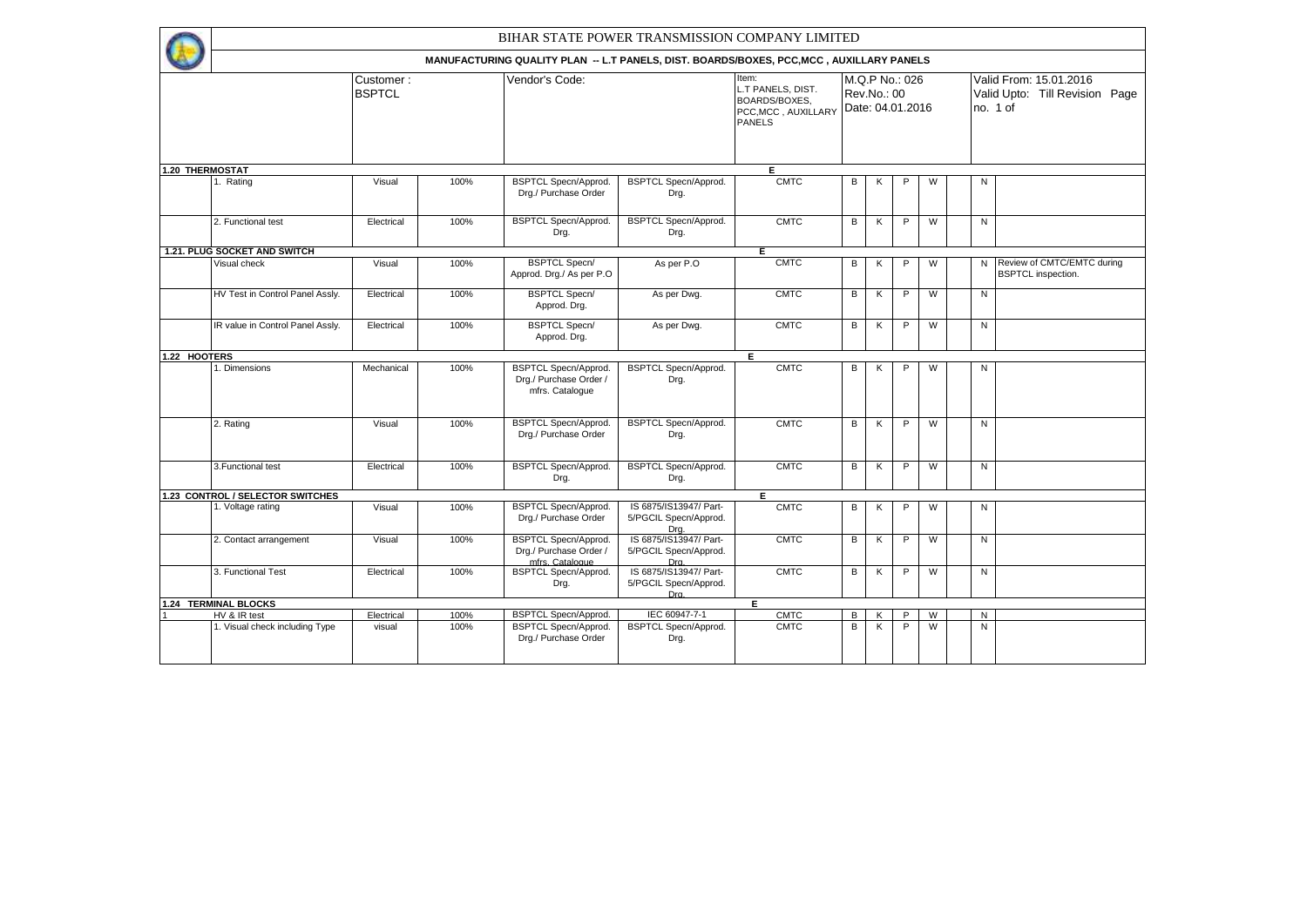# BIHAR STATE POWER TRANSMISSION COMPANY LIMITED

## MANUFACTURING QUALITY PLAN -- L.T PANELS, DIST. BOARDS/BOXES, PCC,MCC , AUXILLARY PANELS

| | Customer : BSPTCL | Vendor's Code: | Item: L.T PANELS, DIST. BOARDS/BOXES, PCC,MCC , AUXILLARY PANELS | M.Q.P No.: 026 Rev.No.: 00 Date: 04.01.2016 | Valid From: 15.01.2016 Valid Upto: Till Revision Page no. 1 of |
|---|---|---|---|---|---|

| | | | | | | | | | | | | | |
|---|---|---|---|---|---|---|---|---|---|---|---|---|---|
| **1.20 THERMOSTAT** | | | | | | E | | | | | | | |
| | 1. Rating | Visual | 100% | BSPTCL Specn/Approd. Drg./ Purchase Order | BSPTCL Specn/Approd. Drg. | CMTC | B | K | P | W | | N | |
| | 2. Functional test | Electrical | 100% | BSPTCL Specn/Approd. Drg. | BSPTCL Specn/Approd. Drg. | CMTC | B | K | P | W | | N | |
| **1.21. PLUG SOCKET AND SWITCH** | | | | | | E | | | | | | | |
| | Visual check | Visual | 100% | BSPTCL Specn/ Approd. Drg./ As per P.O | As per P.O | CMTC | B | K | P | W | | N | Review of CMTC/EMTC during BSPTCL inspection. |
| | HV Test in Control Panel Assly. | Electrical | 100% | BSPTCL Specn/ Approd. Drg. | As per Dwg. | CMTC | B | K | P | W | | N | |
| | IR value in Control Panel Assly. | Electrical | 100% | BSPTCL Specn/ Approd. Drg. | As per Dwg. | CMTC | B | K | P | W | | N | |
| **1.22 HOOTERS** | | | | | | E | | | | | | | |
| | 1. Dimensions | Mechanical | 100% | BSPTCL Specn/Approd. Drg./ Purchase Order / mfrs. Catalogue | BSPTCL Specn/Approd. Drg. | CMTC | B | K | P | W | | N | |
| | 2. Rating | Visual | 100% | BSPTCL Specn/Approd. Drg./ Purchase Order | BSPTCL Specn/Approd. Drg. | CMTC | B | K | P | W | | N | |
| | 3.Functional test | Electrical | 100% | BSPTCL Specn/Approd. Drg. | BSPTCL Specn/Approd. Drg. | CMTC | B | K | P | W | | N | |
| **1.23 CONTROL / SELECTOR SWITCHES** | | | | | | E | | | | | | | |
| | 1. Voltage rating | Visual | 100% | BSPTCL Specn/Approd. Drg./ Purchase Order | IS 6875/IS13947/ Part-5/PGCIL Specn/Approd. Drg. | CMTC | B | K | P | W | | N | |
| | 2. Contact arrangement | Visual | 100% | BSPTCL Specn/Approd. Drg./ Purchase Order / mfrs. Catalogue | IS 6875/IS13947/ Part-5/PGCIL Specn/Approd. Drg. | CMTC | B | K | P | W | | N | |
| | 3. Functional Test | Electrical | 100% | BSPTCL Specn/Approd. Drg. | IS 6875/IS13947/ Part-5/PGCIL Specn/Approd. Drg. | CMTC | B | K | P | W | | N | |
| **1.24 TERMINAL BLOCKS** | | | | | | E | | | | | | | |
| 1 | HV & IR test | Electrical | 100% | BSPTCL Specn/Approd. | IEC 60947-7-1 | CMTC | B | K | P | W | | N | |
| | 1. Visual check including Type | visual | 100% | BSPTCL Specn/Approd. Drg./ Purchase Order | BSPTCL Specn/Approd. Drg. | CMTC | B | K | P | W | | N | |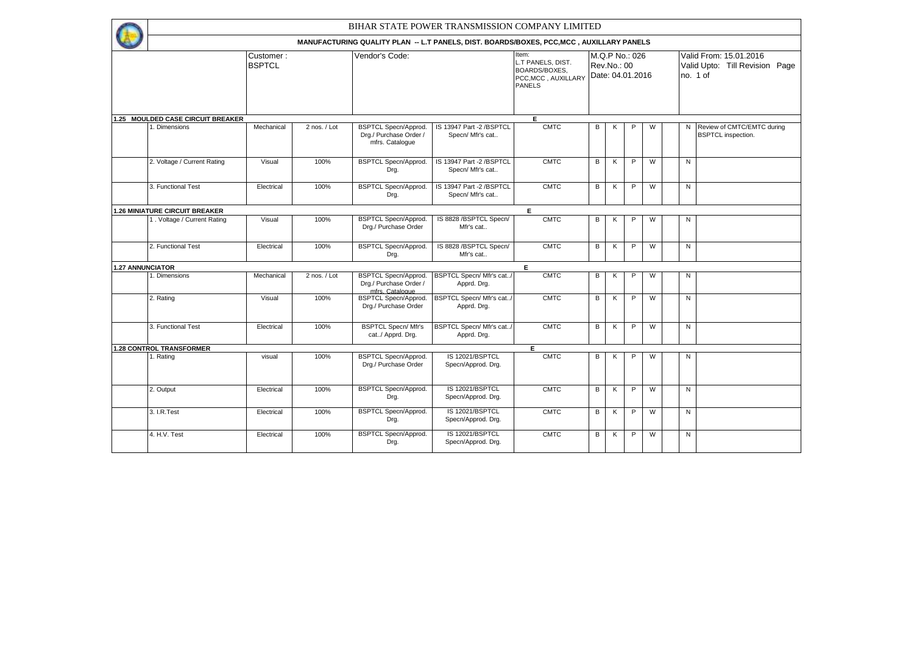# BIHAR STATE POWER TRANSMISSION COMPANY LIMITED

## MANUFACTURING QUALITY PLAN -- L.T PANELS, DIST. BOARDS/BOXES, PCC,MCC , AUXILLARY PANELS

| Customer : BSPTCL | Vendor's Code: | Item: L.T PANELS, DIST. BOARDS/BOXES, PCC,MCC , AUXILLARY PANELS | M.Q.P No.: 026 Rev.No.: 00 Date: 04.01.2016 | Valid From: 15.01.2016 Valid Upto: Till Revision Page no. 1 of |
|---|---|---|---|---|

| | | | | | | | | | | | | | |
|---|---|---|---|---|---|---|---|---|---|---|---|---|---|
| **1.25 MOULDED CASE CIRCUIT BREAKER** | | | | | | **E** | | | | | | | |
| | 1. Dimensions | Mechanical | 2 nos. / Lot | BSPTCL Specn/Approd. Drg./ Purchase Order / mfrs. Catalogue | IS 13947 Part -2 /BSPTCL Specn/ Mfr's cat.. | CMTC | B | K | P | W | | N | Review of CMTC/EMTC during BSPTCL inspection. |
| | 2. Voltage / Current Rating | Visual | 100% | BSPTCL Specn/Approd. Drg. | IS 13947 Part -2 /BSPTCL Specn/ Mfr's cat.. | CMTC | B | K | P | W | | N | |
| | 3. Functional Test | Electrical | 100% | BSPTCL Specn/Approd. Drg. | IS 13947 Part -2 /BSPTCL Specn/ Mfr's cat.. | CMTC | B | K | P | W | | N | |
| **1.26 MINIATURE CIRCUIT BREAKER** | | | | | | **E** | | | | | | | |
| | 1 . Voltage / Current Rating | Visual | 100% | BSPTCL Specn/Approd. Drg./ Purchase Order | IS 8828 /BSPTCL Specn/ Mfr's cat.. | CMTC | B | K | P | W | | N | |
| | 2. Functional Test | Electrical | 100% | BSPTCL Specn/Approd. Drg. | IS 8828 /BSPTCL Specn/ Mfr's cat.. | CMTC | B | K | P | W | | N | |
| **1.27 ANNUNCIATOR** | | | | | | **E** | | | | | | | |
| | 1. Dimensions | Mechanical | 2 nos. / Lot | BSPTCL Specn/Approd. Drg./ Purchase Order / mfrs. Catalogue | BSPTCL Specn/ Mfr's cat../ Apprd. Drg. | CMTC | B | K | P | W | | N | |
| | 2. Rating | Visual | 100% | BSPTCL Specn/Approd. Drg./ Purchase Order | BSPTCL Specn/ Mfr's cat../ Apprd. Drg. | CMTC | B | K | P | W | | N | |
| | 3. Functional Test | Electrical | 100% | BSPTCL Specn/ Mfr's cat../ Apprd. Drg. | BSPTCL Specn/ Mfr's cat../ Apprd. Drg. | CMTC | B | K | P | W | | N | |
| **1.28 CONTROL TRANSFORMER** | | | | | | **E** | | | | | | | |
| | 1. Rating | visual | 100% | BSPTCL Specn/Approd. Drg./ Purchase Order | IS 12021/BSPTCL Specn/Approd. Drg. | CMTC | B | K | P | W | | N | |
| | 2. Output | Electrical | 100% | BSPTCL Specn/Approd. Drg. | IS 12021/BSPTCL Specn/Approd. Drg. | CMTC | B | K | P | W | | N | |
| | 3. I.R.Test | Electrical | 100% | BSPTCL Specn/Approd. Drg. | IS 12021/BSPTCL Specn/Approd. Drg. | CMTC | B | K | P | W | | N | |
| | 4. H.V. Test | Electrical | 100% | BSPTCL Specn/Approd. Drg. | IS 12021/BSPTCL Specn/Approd. Drg. | CMTC | B | K | P | W | | N | |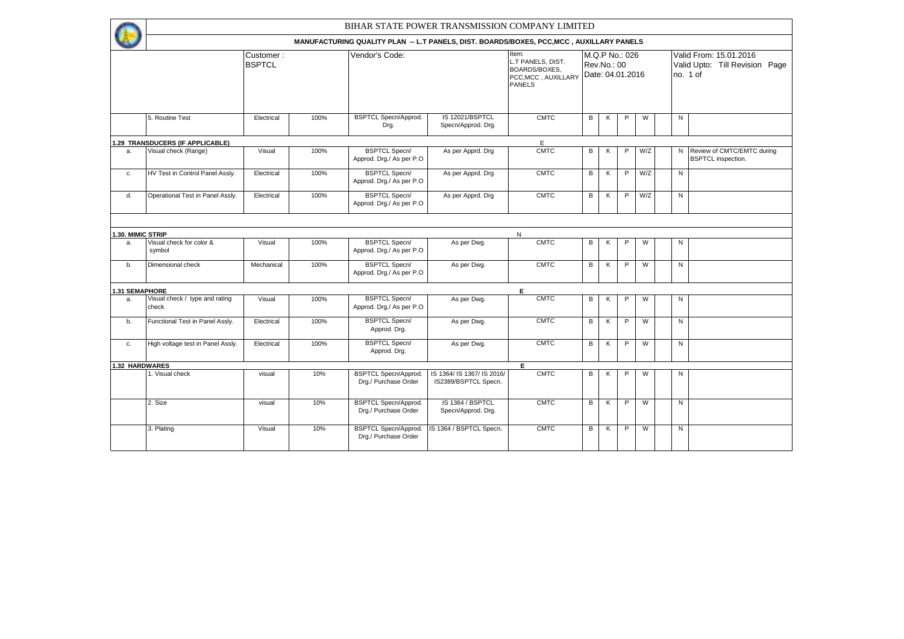# BIHAR STATE POWER TRANSMISSION COMPANY LIMITED

## MANUFACTURING QUALITY PLAN -- L.T PANELS, DIST. BOARDS/BOXES, PCC,MCC , AUXILLARY PANELS

| Customer : BSPTCL | Vendor's Code: | Item: L.T PANELS, DIST. BOARDS/BOXES, PCC,MCC , AUXILLARY PANELS | M.Q.P No.: 026 Rev.No.: 00 Date: 04.01.2016 | Valid From: 15.01.2016 Valid Upto: Till Revision Page no. 1 of |
|---|---|---|---|---|

| | | | | | | | | | | | | | |
|---|---|---|---|---|---|---|---|---|---|---|---|---|---|
| | 5. Routine Test | Electrical | 100% | BSPTCL Specn/Approd. Drg. | IS 12021/BSPTCL Specn/Approd. Drg. | CMTC | B | K | P | W | | N | |
| **1.29 TRANSDUCERS (IF APPLICABLE)** | | | | | | E | | | | | | | |
| a. | Visual check (Range) | Visual | 100% | BSPTCL Specn/ Approd. Drg./ As per P.O | As per Apprd. Drg | CMTC | B | K | P | W/Z | | N | Review of CMTC/EMTC during BSPTCL inspection. |
| c. | HV Test in Control Panel Assly. | Electrical | 100% | BSPTCL Specn/ Approd. Drg./ As per P.O | As per Apprd. Drg | CMTC | B | K | P | W/Z | | N | |
| d. | Operational Test in Panel Assly. | Electrical | 100% | BSPTCL Specn/ Approd. Drg./ As per P.O | As per Apprd. Drg | CMTC | B | K | P | W/Z | | N | |
| **1.30. MIMIC STRIP** | | | | | | N | | | | | | | |
| a. | Visual check for color & symbol | Visual | 100% | BSPTCL Specn/ Approd. Drg./ As per P.O | As per Dwg. | CMTC | B | K | P | W | | N | |
| b. | Dimensional check | Mechanical | 100% | BSPTCL Specn/ Approd. Drg./ As per P.O | As per Dwg. | CMTC | B | K | P | W | | N | |
| **1.31 SEMAPHORE** | | | | | | E | | | | | | | |
| a. | Visual check / type and rating check | Visual | 100% | BSPTCL Specn/ Approd. Drg./ As per P.O | As per Dwg. | CMTC | B | K | P | W | | N | |
| b. | Functional Test in Panel Assly. | Electrical | 100% | BSPTCL Specn/ Approd. Drg. | As per Dwg. | CMTC | B | K | P | W | | N | |
| c. | High voltage test in Panel Assly. | Electrical | 100% | BSPTCL Specn/ Approd. Drg. | As per Dwg. | CMTC | B | K | P | W | | N | |
| **1.32 HARDWARES** | | | | | | E | | | | | | | |
| | 1. Visual check | visual | 10% | BSPTCL Specn/Approd. Drg./ Purchase Order | IS 1364/ IS 1367/ IS 2016/ IS2389/BSPTCL Specn. | CMTC | B | K | P | W | | N | |
| | 2. Size | visual | 10% | BSPTCL Specn/Approd. Drg./ Purchase Order | IS 1364 / BSPTCL Specn/Approd. Drg. | CMTC | B | K | P | W | | N | |
| | 3. Plating | Visual | 10% | BSPTCL Specn/Approd. Drg./ Purchase Order | IS 1364 / BSPTCL Specn. | CMTC | B | K | P | W | | N | |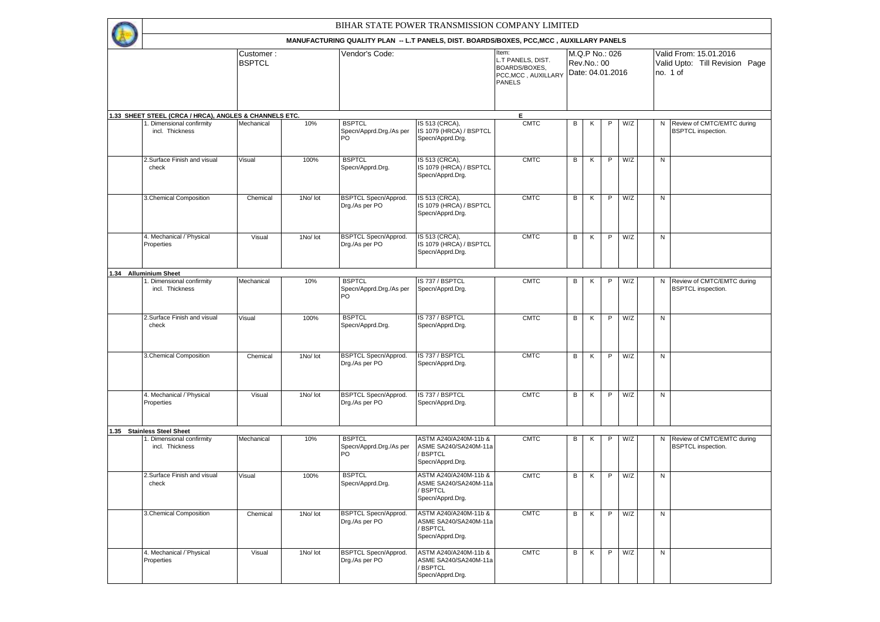# BIHAR STATE POWER TRANSMISSION COMPANY LIMITED

## MANUFACTURING QUALITY PLAN -- L.T PANELS, DIST. BOARDS/BOXES, PCC,MCC , AUXILLARY PANELS

| | Customer : BSPTCL | Vendor's Code: | Item: L.T PANELS, DIST. BOARDS/BOXES, PCC,MCC , AUXILLARY PANELS | M.Q.P No.: 026 Rev.No.: 00 Date: 04.01.2016 | Valid From: 15.01.2016 Valid Upto: Till Revision Page no. 1 of |
|---|---|---|---|---|---|

| | | | | | | E | | | | | | | |
|---|---|---|---|---|---|---|---|---|---|---|---|---|---|
| **1.33 SHEET STEEL (CRCA / HRCA), ANGLES & CHANNELS ETC.** | | | | | | | | | | | | | |
| | 1. Dimensional confirmity incl. Thickness | Mechanical | 10% | BSPTCL Specn/Apprd.Drg./As per PO | IS 513 (CRCA), IS 1079 (HRCA) / BSPTCL Specn/Apprd.Drg. | CMTC | B | K | P | W/Z | | N | Review of CMTC/EMTC during BSPTCL inspection. |
| | 2.Surface Finish and visual check | Visual | 100% | BSPTCL Specn/Apprd.Drg. | IS 513 (CRCA), IS 1079 (HRCA) / BSPTCL Specn/Apprd.Drg. | CMTC | B | K | P | W/Z | | N | |
| | 3.Chemical Composition | Chemical | 1No/ lot | BSPTCL Specn/Approd. Drg./As per PO | IS 513 (CRCA), IS 1079 (HRCA) / BSPTCL Specn/Apprd.Drg. | CMTC | B | K | P | W/Z | | N | |
| | 4. Mechanical /`Physical Properties | Visual | 1No/ lot | BSPTCL Specn/Approd. Drg./As per PO | IS 513 (CRCA), IS 1079 (HRCA) / BSPTCL Specn/Apprd.Drg. | CMTC | B | K | P | W/Z | | N | |
| **1.34 Alluminium Sheet** | | | | | | | | | | | | | |
| | 1. Dimensional confirmity incl. Thickness | Mechanical | 10% | BSPTCL Specn/Apprd.Drg./As per PO | IS 737 / BSPTCL Specn/Apprd.Drg. | CMTC | B | K | P | W/Z | | N | Review of CMTC/EMTC during BSPTCL inspection. |
| | 2.Surface Finish and visual check | Visual | 100% | BSPTCL Specn/Apprd.Drg. | IS 737 / BSPTCL Specn/Apprd.Drg. | CMTC | B | K | P | W/Z | | N | |
| | 3.Chemical Composition | Chemical | 1No/ lot | BSPTCL Specn/Approd. Drg./As per PO | IS 737 / BSPTCL Specn/Apprd.Drg. | CMTC | B | K | P | W/Z | | N | |
| | 4. Mechanical /`Physical Properties | Visual | 1No/ lot | BSPTCL Specn/Approd. Drg./As per PO | IS 737 / BSPTCL Specn/Apprd.Drg. | CMTC | B | K | P | W/Z | | N | |
| **1.35 Stainless Steel Sheet** | | | | | | | | | | | | | |
| | 1. Dimensional confirmity incl. Thickness | Mechanical | 10% | BSPTCL Specn/Apprd.Drg./As per PO | ASTM A240/A240M-11b & ASME SA240/SA240M-11a / BSPTCL Specn/Apprd.Drg. | CMTC | B | K | P | W/Z | | N | Review of CMTC/EMTC during BSPTCL inspection. |
| | 2.Surface Finish and visual check | Visual | 100% | BSPTCL Specn/Apprd.Drg. | ASTM A240/A240M-11b & ASME SA240/SA240M-11a / BSPTCL Specn/Apprd.Drg. | CMTC | B | K | P | W/Z | | N | |
| | 3.Chemical Composition | Chemical | 1No/ lot | BSPTCL Specn/Approd. Drg./As per PO | ASTM A240/A240M-11b & ASME SA240/SA240M-11a / BSPTCL Specn/Apprd.Drg. | CMTC | B | K | P | W/Z | | N | |
| | 4. Mechanical /`Physical Properties | Visual | 1No/ lot | BSPTCL Specn/Approd. Drg./As per PO | ASTM A240/A240M-11b & ASME SA240/SA240M-11a / BSPTCL Specn/Apprd.Drg. | CMTC | B | K | P | W/Z | | N | |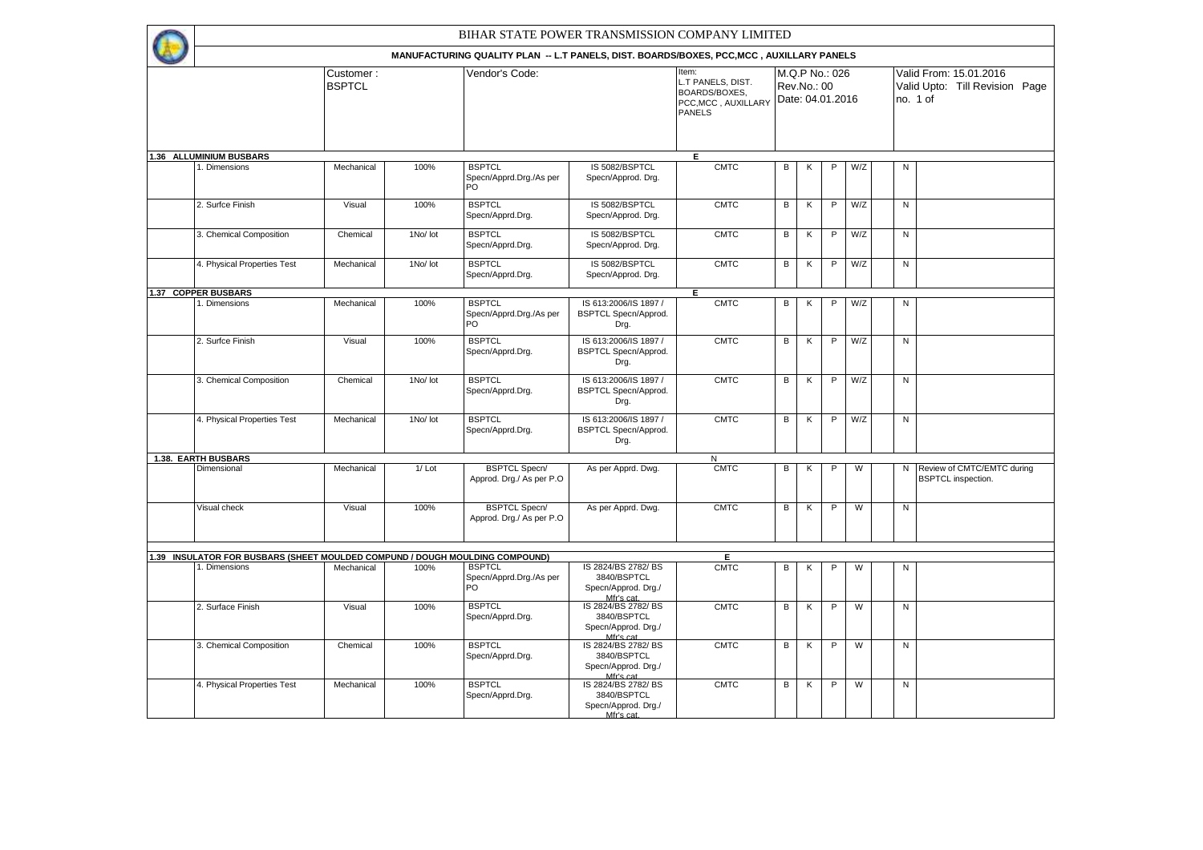# BIHAR STATE POWER TRANSMISSION COMPANY LIMITED

## MANUFACTURING QUALITY PLAN -- L.T PANELS, DIST. BOARDS/BOXES, PCC,MCC , AUXILLARY PANELS

| | Customer : BSPTCL | Vendor's Code: | Item: L.T PANELS, DIST. BOARDS/BOXES, PCC,MCC , AUXILLARY PANELS | M.Q.P No.: 026 Rev.No.: 00 Date: 04.01.2016 | Valid From: 15.01.2016 Valid Upto: Till Revision Page no. 1 of |
|---|---|---|---|---|---|

| | | | | | | | | | | | | | | |
|---|---|---|---|---|---|---|---|---|---|---|---|---|---|---|
| **1.36 ALLUMINIUM BUSBARS** | | | | | | E | | | | | | | | |
| | 1. Dimensions | Mechanical | 100% | BSPTCL Specn/Apprd.Drg./As per PO | IS 5082/BSPTCL Specn/Approd. Drg. | CMTC | B | K | P | W/Z | | N | |
| | 2. Surfce Finish | Visual | 100% | BSPTCL Specn/Apprd.Drg. | IS 5082/BSPTCL Specn/Approd. Drg. | CMTC | B | K | P | W/Z | | N | |
| | 3. Chemical Composition | Chemical | 1No/ lot | BSPTCL Specn/Apprd.Drg. | IS 5082/BSPTCL Specn/Approd. Drg. | CMTC | B | K | P | W/Z | | N | |
| | 4. Physical Properties Test | Mechanical | 1No/ lot | BSPTCL Specn/Apprd.Drg. | IS 5082/BSPTCL Specn/Approd. Drg. | CMTC | B | K | P | W/Z | | N | |
| **1.37 COPPER BUSBARS** | | | | | | E | | | | | | | | |
| | 1. Dimensions | Mechanical | 100% | BSPTCL Specn/Apprd.Drg./As per PO | IS 613:2006/IS 1897 / BSPTCL Specn/Approd. Drg. | CMTC | B | K | P | W/Z | | N | |
| | 2. Surfce Finish | Visual | 100% | BSPTCL Specn/Apprd.Drg. | IS 613:2006/IS 1897 / BSPTCL Specn/Approd. Drg. | CMTC | B | K | P | W/Z | | N | |
| | 3. Chemical Composition | Chemical | 1No/ lot | BSPTCL Specn/Apprd.Drg. | IS 613:2006/IS 1897 / BSPTCL Specn/Approd. Drg. | CMTC | B | K | P | W/Z | | N | |
| | 4. Physical Properties Test | Mechanical | 1No/ lot | BSPTCL Specn/Apprd.Drg. | IS 613:2006/IS 1897 / BSPTCL Specn/Approd. Drg. | CMTC | B | K | P | W/Z | | N | |
| **1.38. EARTH BUSBARS** | | | | | | N | | | | | | | | |
| | Dimensional | Mechanical | 1/ Lot | BSPTCL Specn/ Approd. Drg./ As per P.O | As per Apprd. Dwg. | CMTC | B | K | P | W | | N | Review of CMTC/EMTC during BSPTCL inspection. |
| | Visual check | Visual | 100% | BSPTCL Specn/ Approd. Drg./ As per P.O | As per Apprd. Dwg. | CMTC | B | K | P | W | | N | |
| **1.39 INSULATOR FOR BUSBARS (SHEET MOULDED COMPUND / DOUGH MOULDING COMPOUND)** | | | | | | E | | | | | | | | |
| | 1. Dimensions | Mechanical | 100% | BSPTCL Specn/Apprd.Drg./As per PO | IS 2824/BS 2782/ BS 3840/BSPTCL Specn/Approd. Drg./ Mfr's cat. | CMTC | B | K | P | W | | N | |
| | 2. Surface Finish | Visual | 100% | BSPTCL Specn/Apprd.Drg. | IS 2824/BS 2782/ BS 3840/BSPTCL Specn/Approd. Drg./ Mfr's cat. | CMTC | B | K | P | W | | N | |
| | 3. Chemical Composition | Chemical | 100% | BSPTCL Specn/Apprd.Drg. | IS 2824/BS 2782/ BS 3840/BSPTCL Specn/Approd. Drg./ Mfr's cat. | CMTC | B | K | P | W | | N | |
| | 4. Physical Properties Test | Mechanical | 100% | BSPTCL Specn/Apprd.Drg. | IS 2824/BS 2782/ BS 3840/BSPTCL Specn/Approd. Drg./ Mfr's cat. | CMTC | B | K | P | W | | N | |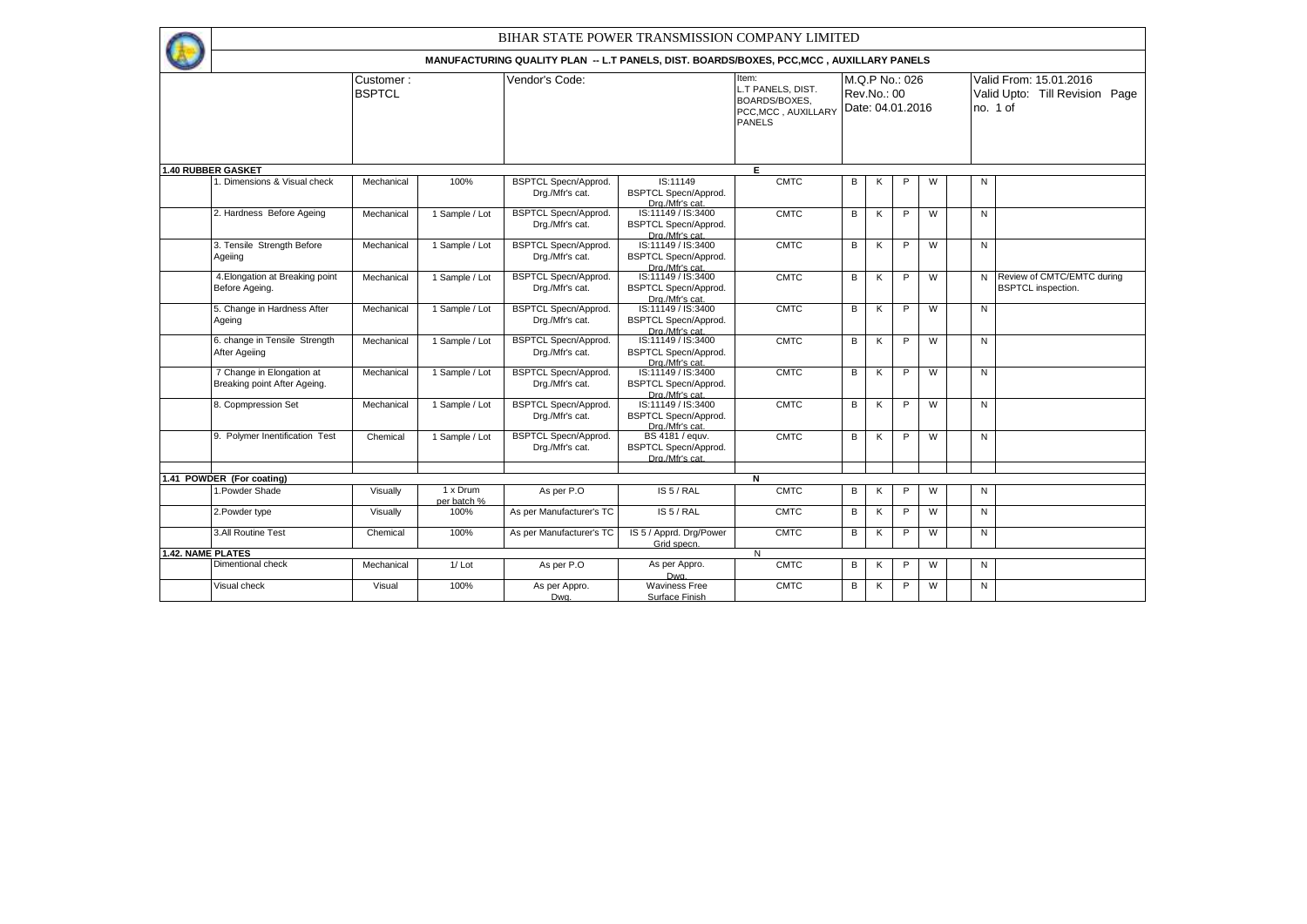# BIHAR STATE POWER TRANSMISSION COMPANY LIMITED

## MANUFACTURING QUALITY PLAN -- L.T PANELS, DIST. BOARDS/BOXES, PCC,MCC , AUXILLARY PANELS

| | Customer : BSPTCL | Vendor's Code: | Item: L.T PANELS, DIST. BOARDS/BOXES, PCC,MCC , AUXILLARY PANELS | M.Q.P No.: 026 Rev.No.: 00 Date: 04.01.2016 | Valid From: 15.01.2016 Valid Upto: Till Revision Page no. 1 of |
|---|---|---|---|---|---|

| | | | | | | | | | | | | | |
|---|---|---|---|---|---|---|---|---|---|---|---|---|---|
| **1.40 RUBBER GASKET** | | | | | | **E** | | | | | | | |
| | 1. Dimensions & Visual check | Mechanical | 100% | BSPTCL Specn/Approd. Drg./Mfr's cat. | IS:11149 BSPTCL Specn/Approd. Drg./Mfr's cat. | CMTC | B | K | P | W | | N | |
| | 2. Hardness Before Ageing | Mechanical | 1 Sample / Lot | BSPTCL Specn/Approd. Drg./Mfr's cat. | IS:11149 / IS:3400 BSPTCL Specn/Approd. Drg./Mfr's cat. | CMTC | B | K | P | W | | N | |
| | 3. Tensile Strength Before Ageiing | Mechanical | 1 Sample / Lot | BSPTCL Specn/Approd. Drg./Mfr's cat. | IS:11149 / IS:3400 BSPTCL Specn/Approd. Drg./Mfr's cat. | CMTC | B | K | P | W | | N | |
| | 4.Elongation at Breaking point Before Ageing. | Mechanical | 1 Sample / Lot | BSPTCL Specn/Approd. Drg./Mfr's cat. | IS:11149 / IS:3400 BSPTCL Specn/Approd. Drg./Mfr's cat. | CMTC | B | K | P | W | | N | Review of CMTC/EMTC during BSPTCL inspection. |
| | 5. Change in Hardness After Ageing | Mechanical | 1 Sample / Lot | BSPTCL Specn/Approd. Drg./Mfr's cat. | IS:11149 / IS:3400 BSPTCL Specn/Approd. Drg./Mfr's cat. | CMTC | B | K | P | W | | N | |
| | 6. change in Tensile Strength After Ageiing | Mechanical | 1 Sample / Lot | BSPTCL Specn/Approd. Drg./Mfr's cat. | IS:11149 / IS:3400 BSPTCL Specn/Approd. Drg./Mfr's cat. | CMTC | B | K | P | W | | N | |
| | 7 Change in Elongation at Breaking point After Ageing. | Mechanical | 1 Sample / Lot | BSPTCL Specn/Approd. Drg./Mfr's cat. | IS:11149 / IS:3400 BSPTCL Specn/Approd. Drg./Mfr's cat. | CMTC | B | K | P | W | | N | |
| | 8. Copmpression Set | Mechanical | 1 Sample / Lot | BSPTCL Specn/Approd. Drg./Mfr's cat. | IS:11149 / IS:3400 BSPTCL Specn/Approd. Drg./Mfr's cat. | CMTC | B | K | P | W | | N | |
| | 9. Polymer Inentification Test | Chemical | 1 Sample / Lot | BSPTCL Specn/Approd. Drg./Mfr's cat. | BS 4181 / equv. BSPTCL Specn/Approd. Drg./Mfr's cat. | CMTC | B | K | P | W | | N | |
| | | | | | | | | | | | | | |
| **1.41 POWDER (For coating)** | | | | | | **N** | | | | | | | |
| | 1.Powder Shade | Visually | 1 x Drum per batch % | As per P.O | IS 5 / RAL | CMTC | B | K | P | W | | N | |
| | 2.Powder type | Visually | 100% | As per Manufacturer's TC | IS 5 / RAL | CMTC | B | K | P | W | | N | |
| | 3.All Routine Test | Chemical | 100% | As per Manufacturer's TC | IS 5 / Apprd. Drg/Power Grid specn. | CMTC | B | K | P | W | | N | |
| **1.42. NAME PLATES** | | | | | | N | | | | | | | |
| | Dimentional check | Mechanical | 1/ Lot | As per P.O | As per Appro. Dwg. | CMTC | B | K | P | W | | N | |
| | Visual check | Visual | 100% | As per Appro. Dwg. | Waviness Free Surface Finish | CMTC | B | K | P | W | | N | |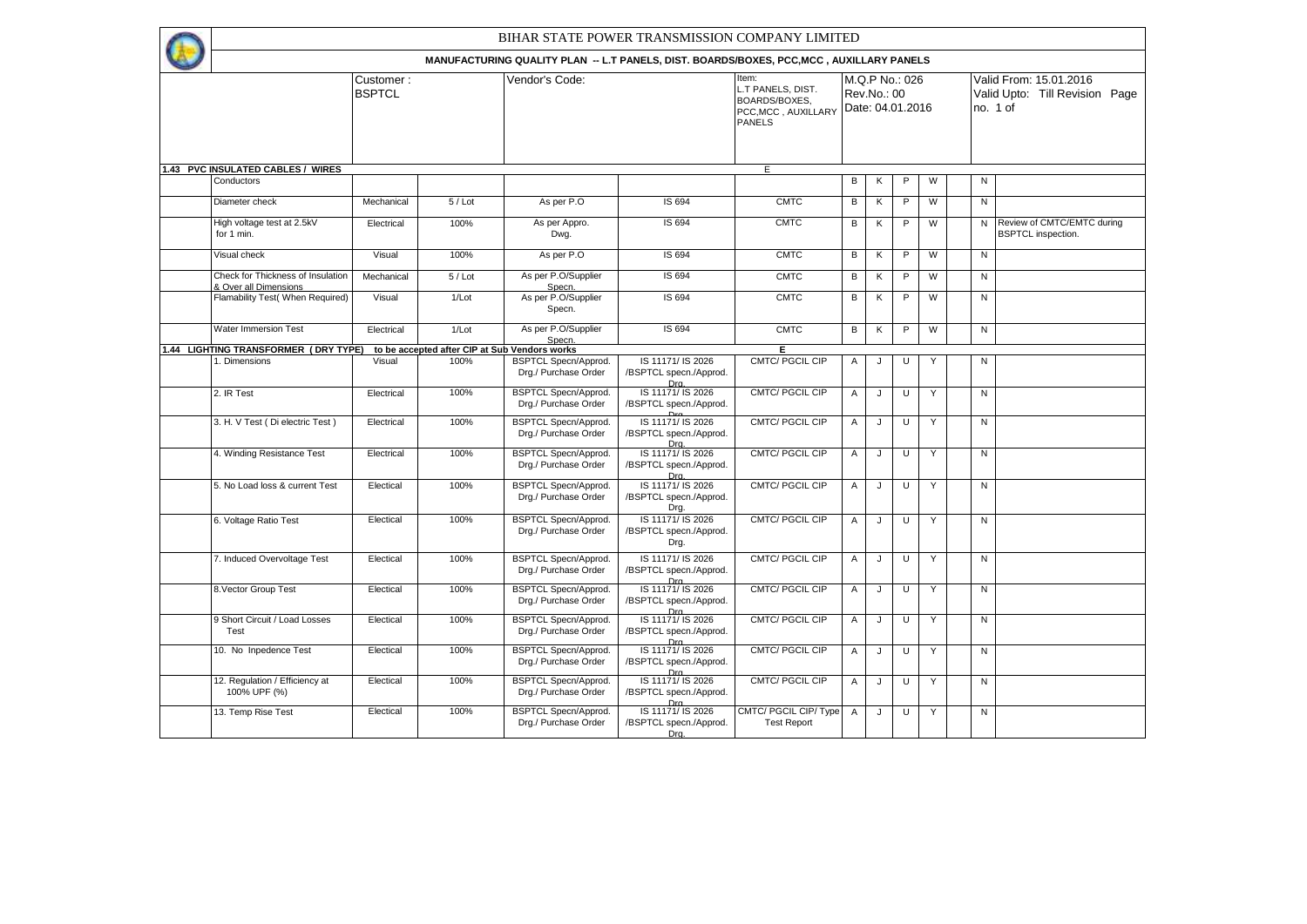# BIHAR STATE POWER TRANSMISSION COMPANY LIMITED

## MANUFACTURING QUALITY PLAN -- L.T PANELS, DIST. BOARDS/BOXES, PCC,MCC , AUXILLARY PANELS

| | Customer : BSPTCL | | Vendor's Code: | | Item: L.T PANELS, DIST. BOARDS/BOXES, PCC,MCC , AUXILLARY PANELS | M.Q.P No.: 026 Rev.No.: 00 Date: 04.01.2016 | | | | | Valid From: 15.01.2016 Valid Upto: Till Revision Page no. 1 of | |
|---|---|---|---|---|---|---|---|---|---|---|---|---|
| **1.43 PVC INSULATED CABLES / WIRES** | | | | | E | | | | | | | |
| Conductors | | | | | | B | K | P | W | | N | |
| Diameter check | Mechanical | 5 / Lot | As per P.O | IS 694 | CMTC | B | K | P | W | | N | |
| High voltage test at 2.5kV for 1 min. | Electrical | 100% | As per Appro. Dwg. | IS 694 | CMTC | B | K | P | W | | N | Review of CMTC/EMTC during BSPTCL inspection. |
| Visual check | Visual | 100% | As per P.O | IS 694 | CMTC | B | K | P | W | | N | |
| Check for Thickness of Insulation & Over all Dimensions | Mechanical | 5 / Lot | As per P.O/Supplier Specn. | IS 694 | CMTC | B | K | P | W | | N | |
| Flamability Test( When Required) | Visual | 1/Lot | As per P.O/Supplier Specn. | IS 694 | CMTC | B | K | P | W | | N | |
| Water Immersion Test | Electrical | 1/Lot | As per P.O/Supplier Specn. | IS 694 | CMTC | B | K | P | W | | N | |
| **1.44 LIGHTING TRANSFORMER ( DRY TYPE)** | to be accepted after CIP at Sub Vendors works | | | | E | | | | | | | |
| 1. Dimensions | Visual | 100% | BSPTCL Specn/Approd. Drg./ Purchase Order | IS 11171/ IS 2026 /BSPTCL specn./Approd. Drg. | CMTC/ PGCIL CIP | A | J | U | Y | | N | |
| 2. IR Test | Electrical | 100% | BSPTCL Specn/Approd. Drg./ Purchase Order | IS 11171/ IS 2026 /BSPTCL specn./Approd. Drg. | CMTC/ PGCIL CIP | A | J | U | Y | | N | |
| 3. H. V Test ( Di electric Test ) | Electrical | 100% | BSPTCL Specn/Approd. Drg./ Purchase Order | IS 11171/ IS 2026 /BSPTCL specn./Approd. Drg. | CMTC/ PGCIL CIP | A | J | U | Y | | N | |
| 4. Winding Resistance Test | Electrical | 100% | BSPTCL Specn/Approd. Drg./ Purchase Order | IS 11171/ IS 2026 /BSPTCL specn./Approd. Drg. | CMTC/ PGCIL CIP | A | J | U | Y | | N | |
| 5. No Load loss & current Test | Electical | 100% | BSPTCL Specn/Approd. Drg./ Purchase Order | IS 11171/ IS 2026 /BSPTCL specn./Approd. Drg. | CMTC/ PGCIL CIP | A | J | U | Y | | N | |
| 6. Voltage Ratio Test | Electical | 100% | BSPTCL Specn/Approd. Drg./ Purchase Order | IS 11171/ IS 2026 /BSPTCL specn./Approd. Drg. | CMTC/ PGCIL CIP | A | J | U | Y | | N | |
| 7. Induced Overvoltage Test | Electical | 100% | BSPTCL Specn/Approd. Drg./ Purchase Order | IS 11171/ IS 2026 /BSPTCL specn./Approd. Drg. | CMTC/ PGCIL CIP | A | J | U | Y | | N | |
| 8.Vector Group Test | Electical | 100% | BSPTCL Specn/Approd. Drg./ Purchase Order | IS 11171/ IS 2026 /BSPTCL specn./Approd. Drg. | CMTC/ PGCIL CIP | A | J | U | Y | | N | |
| 9 Short Circuit / Load Losses Test | Electical | 100% | BSPTCL Specn/Approd. Drg./ Purchase Order | IS 11171/ IS 2026 /BSPTCL specn./Approd. Drg. | CMTC/ PGCIL CIP | A | J | U | Y | | N | |
| 10. No Inpedence Test | Electical | 100% | BSPTCL Specn/Approd. Drg./ Purchase Order | IS 11171/ IS 2026 /BSPTCL specn./Approd. Drg. | CMTC/ PGCIL CIP | A | J | U | Y | | N | |
| 12. Regulation / Efficiency at 100% UPF (%) | Electical | 100% | BSPTCL Specn/Approd. Drg./ Purchase Order | IS 11171/ IS 2026 /BSPTCL specn./Approd. Drg. | CMTC/ PGCIL CIP | A | J | U | Y | | N | |
| 13. Temp Rise Test | Electical | 100% | BSPTCL Specn/Approd. Drg./ Purchase Order | IS 11171/ IS 2026 /BSPTCL specn./Approd. Drg. | CMTC/ PGCIL CIP/ Type Test Report | A | J | U | Y | | N | |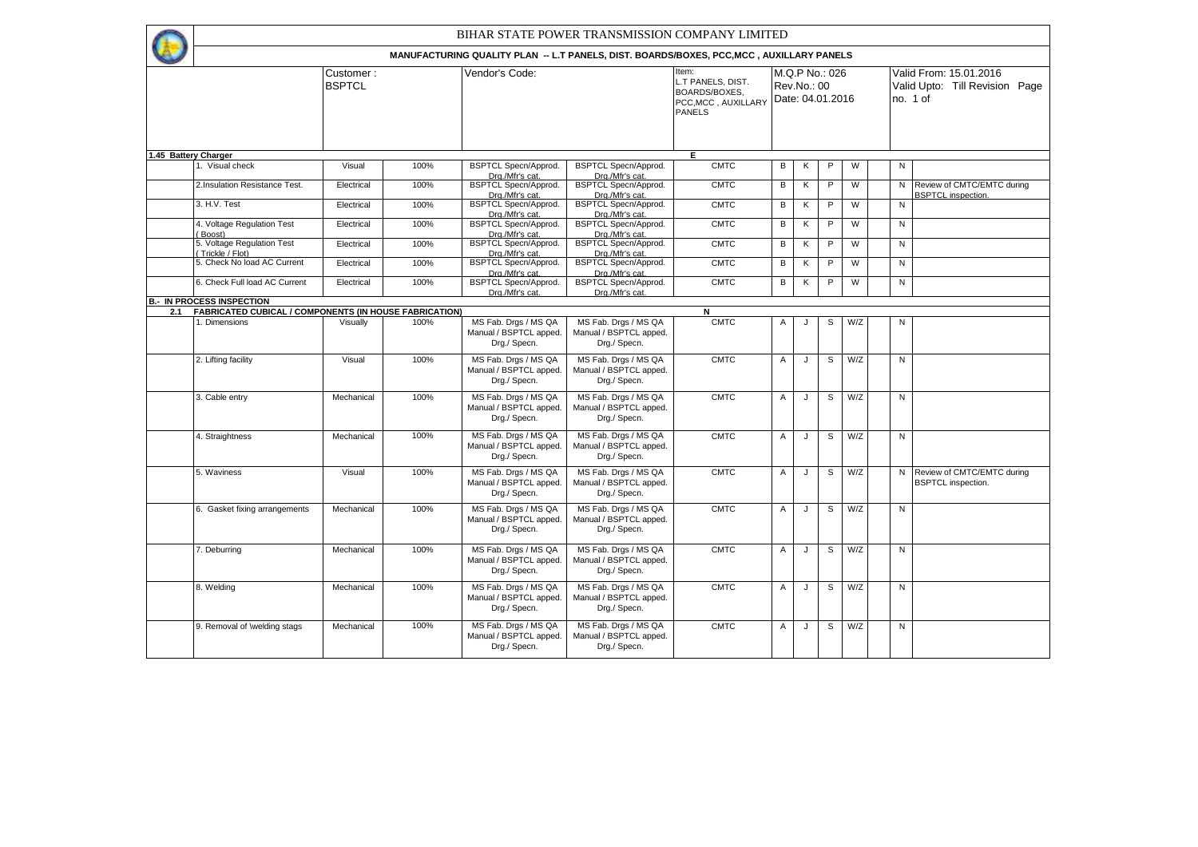# BIHAR STATE POWER TRANSMISSION COMPANY LIMITED

## MANUFACTURING QUALITY PLAN -- L.T PANELS, DIST. BOARDS/BOXES, PCC,MCC , AUXILLARY PANELS

| | Customer : BSPTCL | Vendor's Code: | Item: L.T PANELS, DIST. BOARDS/BOXES, PCC,MCC , AUXILLARY PANELS | M.Q.P No.: 026 Rev.No.: 00 Date: 04.01.2016 | Valid From: 15.01.2016 Valid Upto: Till Revision Page no. 1 of |
|---|---|---|---|---|---|

| | | | | | | | | | | | | | |
|---|---|---|---|---|---|---|---|---|---|---|---|---|---|
| **1.45 Battery Charger** | | | | | | **E** | | | | | | | |
| | 1. Visual check | Visual | 100% | BSPTCL Specn/Approd. Drg./Mfr's cat. | BSPTCL Specn/Approd. Drg./Mfr's cat. | CMTC | B | K | P | W | | N | |
| | 2.Insulation Resistance Test. | Electrical | 100% | BSPTCL Specn/Approd. Drg./Mfr's cat. | BSPTCL Specn/Approd. Drg./Mfr's cat. | CMTC | B | K | P | W | | N | Review of CMTC/EMTC during BSPTCL inspection. |
| | 3. H.V. Test | Electrical | 100% | BSPTCL Specn/Approd. Drg./Mfr's cat. | BSPTCL Specn/Approd. Drg./Mfr's cat. | CMTC | B | K | P | W | | N | |
| | 4. Voltage Regulation Test ( Boost) | Electrical | 100% | BSPTCL Specn/Approd. Drg./Mfr's cat. | BSPTCL Specn/Approd. Drg./Mfr's cat. | CMTC | B | K | P | W | | N | |
| | 5. Voltage Regulation Test ( Trickle / Flot) | Electrical | 100% | BSPTCL Specn/Approd. Drg./Mfr's cat. | BSPTCL Specn/Approd. Drg./Mfr's cat. | CMTC | B | K | P | W | | N | |
| | 5. Check No load AC Current | Electrical | 100% | BSPTCL Specn/Approd. Drg./Mfr's cat. | BSPTCL Specn/Approd. Drg./Mfr's cat. | CMTC | B | K | P | W | | N | |
| | 6. Check Full load AC Current | Electrical | 100% | BSPTCL Specn/Approd. Drg./Mfr's cat. | BSPTCL Specn/Approd. Drg./Mfr's cat. | CMTC | B | K | P | W | | N | |
| **B.- IN PROCESS INSPECTION** | | | | | | | | | | | | | |
| **2.1** | **FABRICATED CUBICAL / COMPONENTS (IN HOUSE FABRICATION)** | | | | | **N** | | | | | | | |
| | 1. Dimensions | Visually | 100% | MS Fab. Drgs / MS QA Manual / BSPTCL apped. Drg./ Specn. | MS Fab. Drgs / MS QA Manual / BSPTCL apped. Drg./ Specn. | CMTC | A | J | S | W/Z | | N | |
| | 2. Lifting facility | Visual | 100% | MS Fab. Drgs / MS QA Manual / BSPTCL apped. Drg./ Specn. | MS Fab. Drgs / MS QA Manual / BSPTCL apped. Drg./ Specn. | CMTC | A | J | S | W/Z | | N | |
| | 3. Cable entry | Mechanical | 100% | MS Fab. Drgs / MS QA Manual / BSPTCL apped. Drg./ Specn. | MS Fab. Drgs / MS QA Manual / BSPTCL apped. Drg./ Specn. | CMTC | A | J | S | W/Z | | N | |
| | 4. Straightness | Mechanical | 100% | MS Fab. Drgs / MS QA Manual / BSPTCL apped. Drg./ Specn. | MS Fab. Drgs / MS QA Manual / BSPTCL apped. Drg./ Specn. | CMTC | A | J | S | W/Z | | N | |
| | 5. Waviness | Visual | 100% | MS Fab. Drgs / MS QA Manual / BSPTCL apped. Drg./ Specn. | MS Fab. Drgs / MS QA Manual / BSPTCL apped. Drg./ Specn. | CMTC | A | J | S | W/Z | | N | Review of CMTC/EMTC during BSPTCL inspection. |
| | 6. Gasket fixing arrangements | Mechanical | 100% | MS Fab. Drgs / MS QA Manual / BSPTCL apped. Drg./ Specn. | MS Fab. Drgs / MS QA Manual / BSPTCL apped. Drg./ Specn. | CMTC | A | J | S | W/Z | | N | |
| | 7. Deburring | Mechanical | 100% | MS Fab. Drgs / MS QA Manual / BSPTCL apped. Drg./ Specn. | MS Fab. Drgs / MS QA Manual / BSPTCL apped. Drg./ Specn. | CMTC | A | J | S | W/Z | | N | |
| | 8. Welding | Mechanical | 100% | MS Fab. Drgs / MS QA Manual / BSPTCL apped. Drg./ Specn. | MS Fab. Drgs / MS QA Manual / BSPTCL apped. Drg./ Specn. | CMTC | A | J | S | W/Z | | N | |
| | 9. Removal of \welding stags | Mechanical | 100% | MS Fab. Drgs / MS QA Manual / BSPTCL apped. Drg./ Specn. | MS Fab. Drgs / MS QA Manual / BSPTCL apped. Drg./ Specn. | CMTC | A | J | S | W/Z | | N | |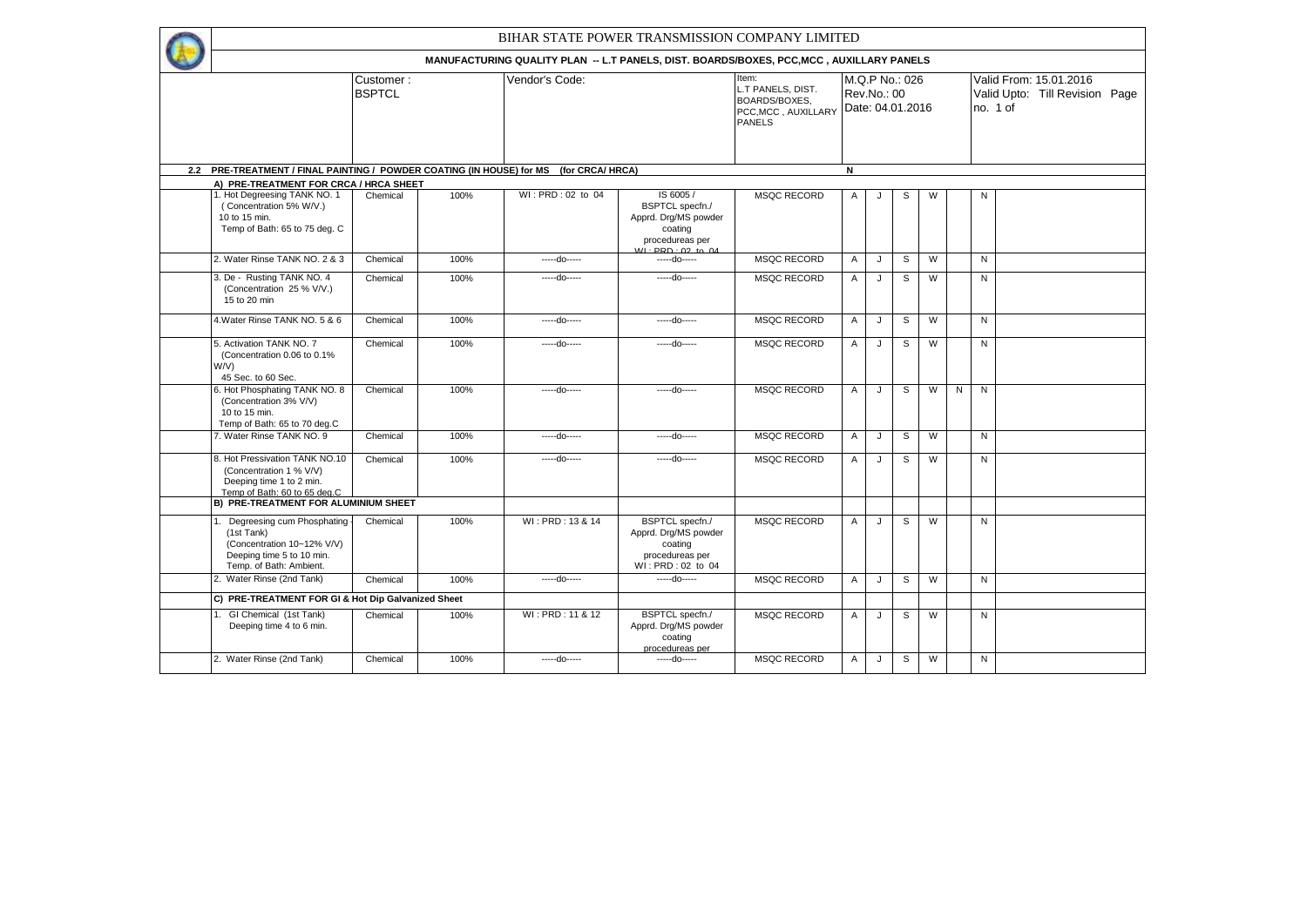# BIHAR STATE POWER TRANSMISSION COMPANY LIMITED

## MANUFACTURING QUALITY PLAN -- L.T PANELS, DIST. BOARDS/BOXES, PCC,MCC , AUXILLARY PANELS

| | Customer : BSPTCL | | Vendor's Code: | | Item: L.T PANELS, DIST. BOARDS/BOXES, PCC,MCC , AUXILLARY PANELS | M.Q.P No.: 026 Rev.No.: 00 Date: 04.01.2016 | | | | | | Valid From: 15.01.2016 Valid Upto: Till Revision Page no. 1 of |
|---|---|---|---|---|---|---|---|---|---|---|---|---|
| **2.2** | **PRE-TREATMENT / FINAL PAINTING / POWDER COATING (IN HOUSE) for MS (for CRCA/ HRCA)** | | | | | **N** | | | | | | |
| | **A) PRE-TREATMENT FOR CRCA / HRCA SHEET** | | | | | | | | | | | |
| | 1. Hot Degreesing TANK NO. 1 ( Concentration 5% W/V.) 10 to 15 min. Temp of Bath: 65 to 75 deg. C | Chemical | 100% | WI : PRD : 02 to 04 | IS 6005 / BSPTCL specfn./ Apprd. Drg/MS powder coating procedureas per WI : PRD : 02 to 04 | MSQC RECORD | A | J | S | W | | N |
| | 2. Water Rinse TANK NO. 2 & 3 | Chemical | 100% | -----do----- | -----do----- | MSQC RECORD | A | J | S | W | | N |
| | 3. De - Rusting TANK NO. 4 (Concentration 25 % V/V.) 15 to 20 min | Chemical | 100% | -----do----- | -----do----- | MSQC RECORD | A | J | S | W | | N |
| | 4.Water Rinse TANK NO. 5 & 6 | Chemical | 100% | -----do----- | -----do----- | MSQC RECORD | A | J | S | W | | N |
| | 5. Activation TANK NO. 7 (Concentration 0.06 to 0.1% W/V) 45 Sec. to 60 Sec. | Chemical | 100% | -----do----- | -----do----- | MSQC RECORD | A | J | S | W | | N |
| | 6. Hot Phosphating TANK NO. 8 (Concentration 3% V/V) 10 to 15 min. Temp of Bath: 65 to 70 deg.C | Chemical | 100% | -----do----- | -----do----- | MSQC RECORD | A | J | S | W | N | N |
| | 7. Water Rinse TANK NO. 9 | Chemical | 100% | -----do----- | -----do----- | MSQC RECORD | A | J | S | W | | N |
| | 8. Hot Pressivation TANK NO.10 (Concentration 1 % V/V) Deeping time 1 to 2 min. Temp of Bath: 60 to 65 deg.C | Chemical | 100% | -----do----- | -----do----- | MSQC RECORD | A | J | S | W | | N |
| | **B) PRE-TREATMENT FOR ALUMINIUM SHEET** | | | | | | | | | | | |
| | 1. Degreesing cum Phosphating (1st Tank) (Concentration 10~12% V/V) Deeping time 5 to 10 min. Temp. of Bath: Ambient. | Chemical | 100% | WI : PRD : 13 & 14 | BSPTCL specfn./ Apprd. Drg/MS powder coating procedureas per WI : PRD : 02 to 04 | MSQC RECORD | A | J | S | W | | N |
| | 2. Water Rinse (2nd Tank) | Chemical | 100% | -----do----- | -----do----- | MSQC RECORD | A | J | S | W | | N |
| | **C) PRE-TREATMENT FOR GI & Hot Dip Galvanized Sheet** | | | | | | | | | | | |
| | 1. GI Chemical (1st Tank) Deeping time 4 to 6 min. | Chemical | 100% | WI : PRD : 11 & 12 | BSPTCL specfn./ Apprd. Drg/MS powder coating procedureas per | MSQC RECORD | A | J | S | W | | N |
| | 2. Water Rinse (2nd Tank) | Chemical | 100% | -----do----- | -----do----- | MSQC RECORD | A | J | S | W | | N |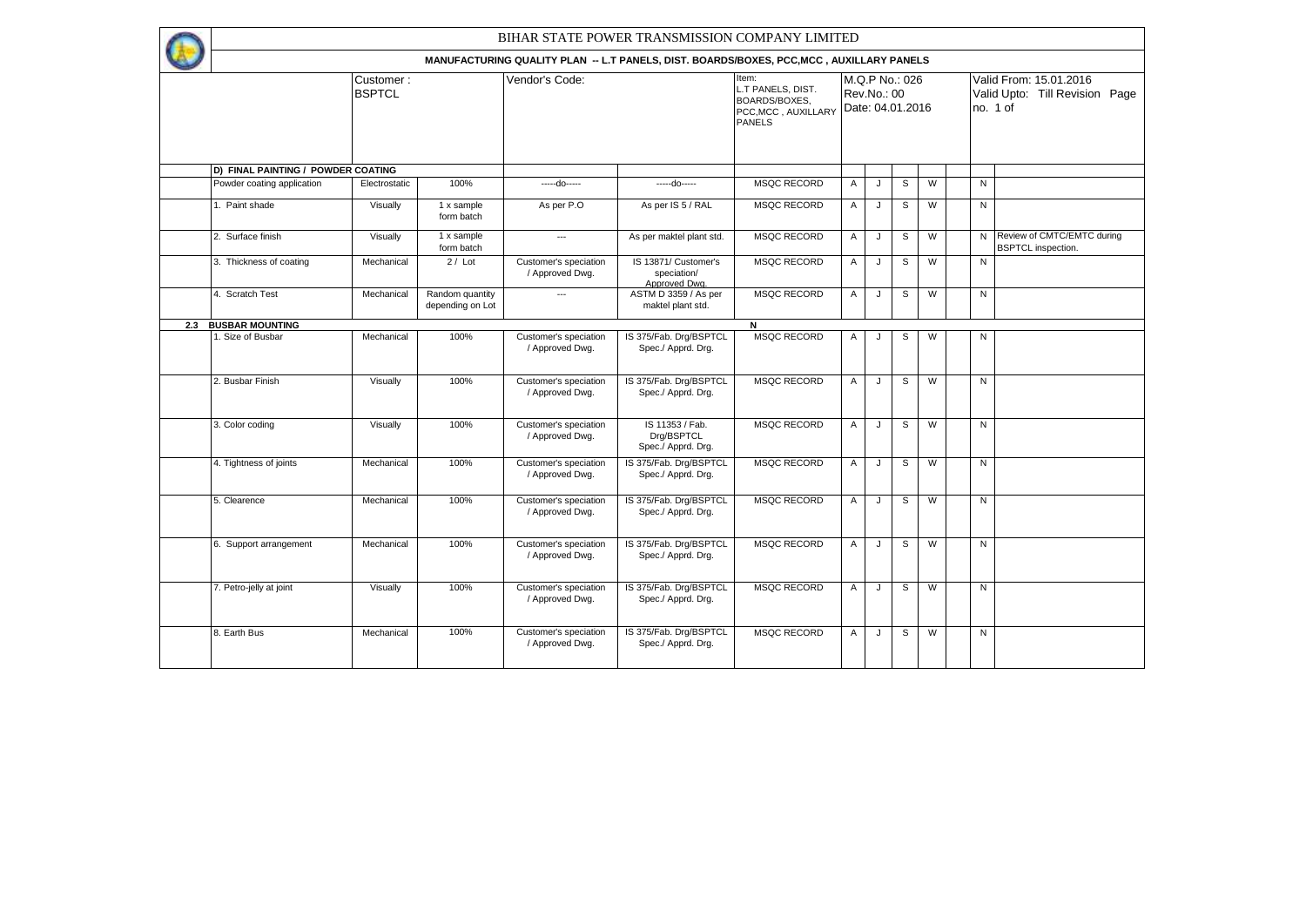# BIHAR STATE POWER TRANSMISSION COMPANY LIMITED

## MANUFACTURING QUALITY PLAN -- L.T PANELS, DIST. BOARDS/BOXES, PCC,MCC , AUXILLARY PANELS

| | Customer : BSPTCL | | Vendor's Code: | | Item: L.T PANELS, DIST. BOARDS/BOXES, PCC,MCC , AUXILLARY PANELS | M.Q.P No.: 026 Rev.No.: 00 Date: 04.01.2016 | | | | | Valid From: 15.01.2016 Valid Upto: Till Revision Page no. 1 of | |
|---|---|---|---|---|---|---|---|---|---|---|---|---|---|
| | **D) FINAL PAINTING / POWDER COATING** | | | | | | | | | | | | |
| | Powder coating application | Electrostatic | 100% | -----do----- | -----do----- | MSQC RECORD | A | J | S | W | | N | |
| | 1. Paint shade | Visually | 1 x sample form batch | As per P.O | As per IS 5 / RAL | MSQC RECORD | A | J | S | W | | N | |
| | 2. Surface finish | Visually | 1 x sample form batch | --- | As per maktel plant std. | MSQC RECORD | A | J | S | W | | N | Review of CMTC/EMTC during BSPTCL inspection. |
| | 3. Thickness of coating | Mechanical | 2 / Lot | Customer's speciation / Approved Dwg. | IS 13871/ Customer's speciation/ Approved Dwg. | MSQC RECORD | A | J | S | W | | N | |
| | 4. Scratch Test | Mechanical | Random quantity depending on Lot | --- | ASTM D 3359 / As per maktel plant std. | MSQC RECORD | A | J | S | W | | N | |
| 2.3 | **BUSBAR MOUNTING** | | | | | N | | | | | | | |
| | 1. Size of Busbar | Mechanical | 100% | Customer's speciation / Approved Dwg. | IS 375/Fab. Drg/BSPTCL Spec./ Apprd. Drg. | MSQC RECORD | A | J | S | W | | N | |
| | 2. Busbar Finish | Visually | 100% | Customer's speciation / Approved Dwg. | IS 375/Fab. Drg/BSPTCL Spec./ Apprd. Drg. | MSQC RECORD | A | J | S | W | | N | |
| | 3. Color coding | Visually | 100% | Customer's speciation / Approved Dwg. | IS 11353 / Fab. Drg/BSPTCL Spec./ Apprd. Drg. | MSQC RECORD | A | J | S | W | | N | |
| | 4. Tightness of joints | Mechanical | 100% | Customer's speciation / Approved Dwg. | IS 375/Fab. Drg/BSPTCL Spec./ Apprd. Drg. | MSQC RECORD | A | J | S | W | | N | |
| | 5. Clearence | Mechanical | 100% | Customer's speciation / Approved Dwg. | IS 375/Fab. Drg/BSPTCL Spec./ Apprd. Drg. | MSQC RECORD | A | J | S | W | | N | |
| | 6. Support arrangement | Mechanical | 100% | Customer's speciation / Approved Dwg. | IS 375/Fab. Drg/BSPTCL Spec./ Apprd. Drg. | MSQC RECORD | A | J | S | W | | N | |
| | 7. Petro-jelly at joint | Visually | 100% | Customer's speciation / Approved Dwg. | IS 375/Fab. Drg/BSPTCL Spec./ Apprd. Drg. | MSQC RECORD | A | J | S | W | | N | |
| | 8. Earth Bus | Mechanical | 100% | Customer's speciation / Approved Dwg. | IS 375/Fab. Drg/BSPTCL Spec./ Apprd. Drg. | MSQC RECORD | A | J | S | W | | N | |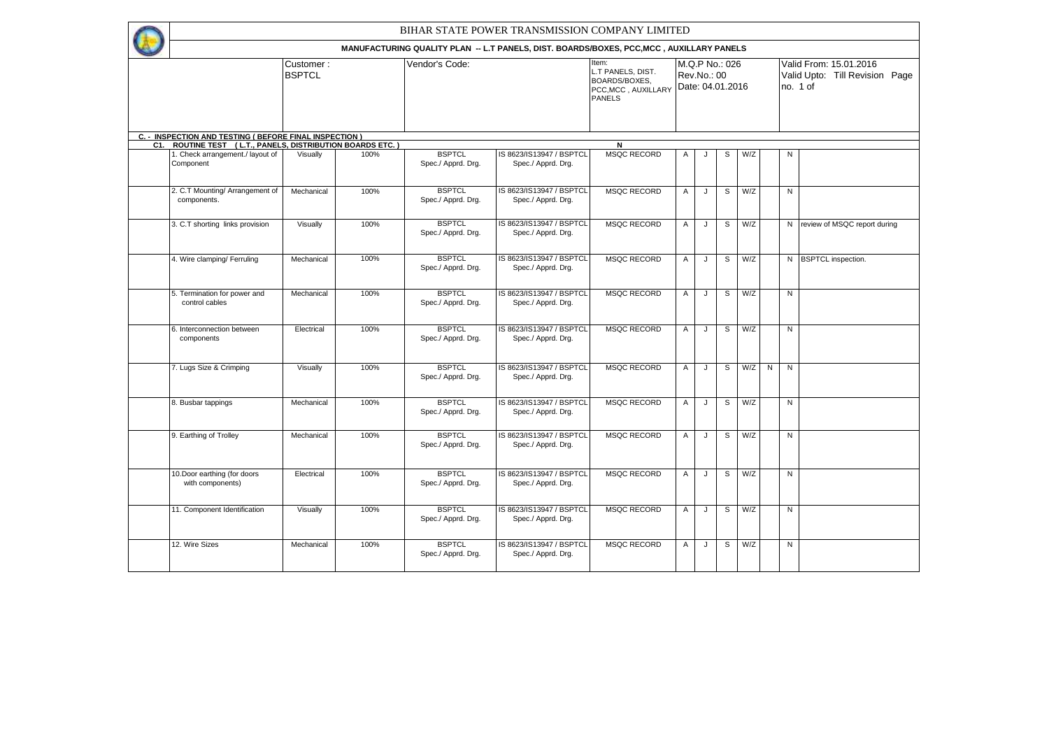# BIHAR STATE POWER TRANSMISSION COMPANY LIMITED

## MANUFACTURING QUALITY PLAN -- L.T PANELS, DIST. BOARDS/BOXES, PCC,MCC , AUXILLARY PANELS

| Customer : BSPTCL | Vendor's Code: | Item: L.T PANELS, DIST. BOARDS/BOXES, PCC,MCC , AUXILLARY PANELS | M.Q.P No.: 026 Rev.No.: 00 Date: 04.01.2016 | Valid From: 15.01.2016 Valid Upto: Till Revision Page no. 1 of |
|---|---|---|---|---|

**C. - INSPECTION AND TESTING ( BEFORE FINAL INSPECTION )**

**C1. ROUTINE TEST ( L.T., PANELS, DISTRIBUTION BOARDS ETC. )**

| | | | | | | | | | | | | | |
|---|---|---|---|---|---|---|---|---|---|---|---|---|---|
| | | | | | N | | | | | | | | |
| 1. Check arrangement./ layout of Component | Visually | 100% | BSPTCL Spec./ Apprd. Drg. | IS 8623/IS13947 / BSPTCL Spec./ Apprd. Drg. | MSQC RECORD | A | J | S | W/Z | | N | |
| 2. C.T Mounting/ Arrangement of components. | Mechanical | 100% | BSPTCL Spec./ Apprd. Drg. | IS 8623/IS13947 / BSPTCL Spec./ Apprd. Drg. | MSQC RECORD | A | J | S | W/Z | | N | |
| 3. C.T shorting links provision | Visually | 100% | BSPTCL Spec./ Apprd. Drg. | IS 8623/IS13947 / BSPTCL Spec./ Apprd. Drg. | MSQC RECORD | A | J | S | W/Z | | N | review of MSQC report during |
| 4. Wire clamping/ Ferruling | Mechanical | 100% | BSPTCL Spec./ Apprd. Drg. | IS 8623/IS13947 / BSPTCL Spec./ Apprd. Drg. | MSQC RECORD | A | J | S | W/Z | | N | BSPTCL inspection. |
| 5. Termination for power and control cables | Mechanical | 100% | BSPTCL Spec./ Apprd. Drg. | IS 8623/IS13947 / BSPTCL Spec./ Apprd. Drg. | MSQC RECORD | A | J | S | W/Z | | N | |
| 6. Interconnection between components | Electrical | 100% | BSPTCL Spec./ Apprd. Drg. | IS 8623/IS13947 / BSPTCL Spec./ Apprd. Drg. | MSQC RECORD | A | J | S | W/Z | | N | |
| 7. Lugs Size & Crimping | Visually | 100% | BSPTCL Spec./ Apprd. Drg. | IS 8623/IS13947 / BSPTCL Spec./ Apprd. Drg. | MSQC RECORD | A | J | S | W/Z | N | N | |
| 8. Busbar tappings | Mechanical | 100% | BSPTCL Spec./ Apprd. Drg. | IS 8623/IS13947 / BSPTCL Spec./ Apprd. Drg. | MSQC RECORD | A | J | S | W/Z | | N | |
| 9. Earthing of Trolley | Mechanical | 100% | BSPTCL Spec./ Apprd. Drg. | IS 8623/IS13947 / BSPTCL Spec./ Apprd. Drg. | MSQC RECORD | A | J | S | W/Z | | N | |
| 10.Door earthing (for doors with components) | Electrical | 100% | BSPTCL Spec./ Apprd. Drg. | IS 8623/IS13947 / BSPTCL Spec./ Apprd. Drg. | MSQC RECORD | A | J | S | W/Z | | N | |
| 11. Component Identification | Visually | 100% | BSPTCL Spec./ Apprd. Drg. | IS 8623/IS13947 / BSPTCL Spec./ Apprd. Drg. | MSQC RECORD | A | J | S | W/Z | | N | |
| 12. Wire Sizes | Mechanical | 100% | BSPTCL Spec./ Apprd. Drg. | IS 8623/IS13947 / BSPTCL Spec./ Apprd. Drg. | MSQC RECORD | A | J | S | W/Z | | N | |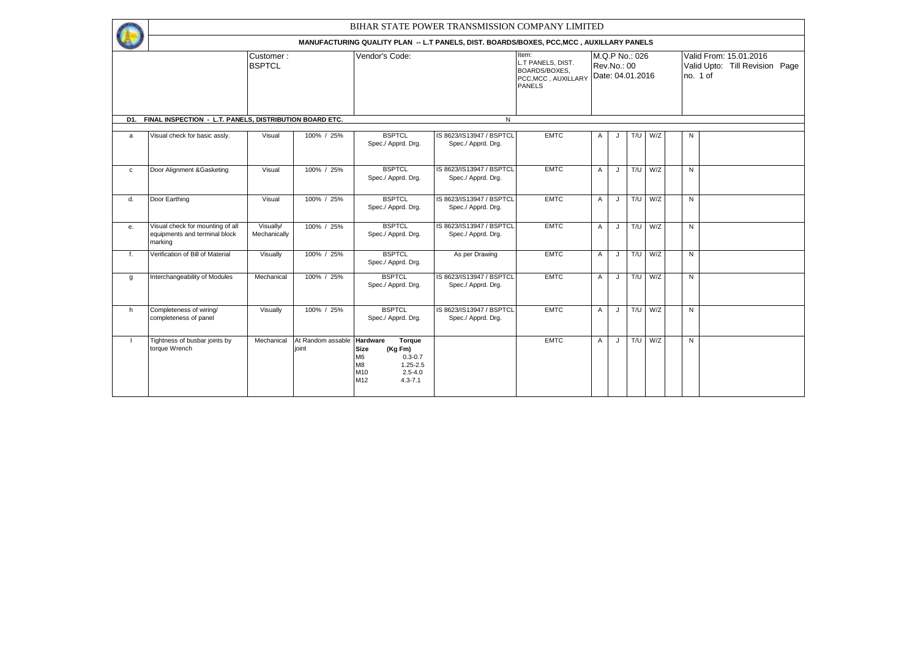# BIHAR STATE POWER TRANSMISSION COMPANY LIMITED

## MANUFACTURING QUALITY PLAN -- L.T PANELS, DIST. BOARDS/BOXES, PCC,MCC , AUXILLARY PANELS

| Customer : BSPTCL | Vendor's Code: | Item: L.T PANELS, DIST. BOARDS/BOXES, PCC,MCC , AUXILLARY PANELS | M.Q.P No.: 026 Rev.No.: 00 Date: 04.01.2016 | Valid From: 15.01.2016 Valid Upto: Till Revision Page no. 1 of |
|---|---|---|---|---|

### D1. FINAL INSPECTION - L.T. PANELS, DISTRIBUTION BOARD ETC. N

| | | | | | | | | | | | | | |
|---|---|---|---|---|---|---|---|---|---|---|---|---|---|
| a | Visual check for basic assly. | Visual | 100% / 25% | BSPTCL Spec./ Apprd. Drg. | IS 8623/IS13947 / BSPTCL Spec./ Apprd. Drg. | EMTC | A | J | T/U | W/Z | | N | |
| c | Door Alignment &Gasketing | Visual | 100% / 25% | BSPTCL Spec./ Apprd. Drg. | IS 8623/IS13947 / BSPTCL Spec./ Apprd. Drg. | EMTC | A | J | T/U | W/Z | | N | |
| d. | Door Earthing | Visual | 100% / 25% | BSPTCL Spec./ Apprd. Drg. | IS 8623/IS13947 / BSPTCL Spec./ Apprd. Drg. | EMTC | A | J | T/U | W/Z | | N | |
| e. | Visual check for mounting of all equipments and terminal block marking | Visually/ Mechanically | 100% / 25% | BSPTCL Spec./ Apprd. Drg. | IS 8623/IS13947 / BSPTCL Spec./ Apprd. Drg. | EMTC | A | J | T/U | W/Z | | N | |
| f. | Verification of Bill of Material | Visually | 100% / 25% | BSPTCL Spec./ Apprd. Drg. | As per Drawing | EMTC | A | J | T/U | W/Z | | N | |
| g | Interchangeability of Modules | Mechanical | 100% / 25% | BSPTCL Spec./ Apprd. Drg. | IS 8623/IS13947 / BSPTCL Spec./ Apprd. Drg. | EMTC | A | J | T/U | W/Z | | N | |
| h | Completeness of wiring/ completeness of panel | Visually | 100% / 25% | BSPTCL Spec./ Apprd. Drg. | IS 8623/IS13947 / BSPTCL Spec./ Apprd. Drg. | EMTC | A | J | T/U | W/Z | | N | |
| I | Tightness of busbar joints by torque Wrench | Mechanical | At Random assable joint | **Hardware Size** / **Torque (Kg Fm)**: M6 0.3-0.7; M8 1.25-2.5; M10 2.5-4.0; M12 4.3-7.1 | | EMTC | A | J | T/U | W/Z | | N | |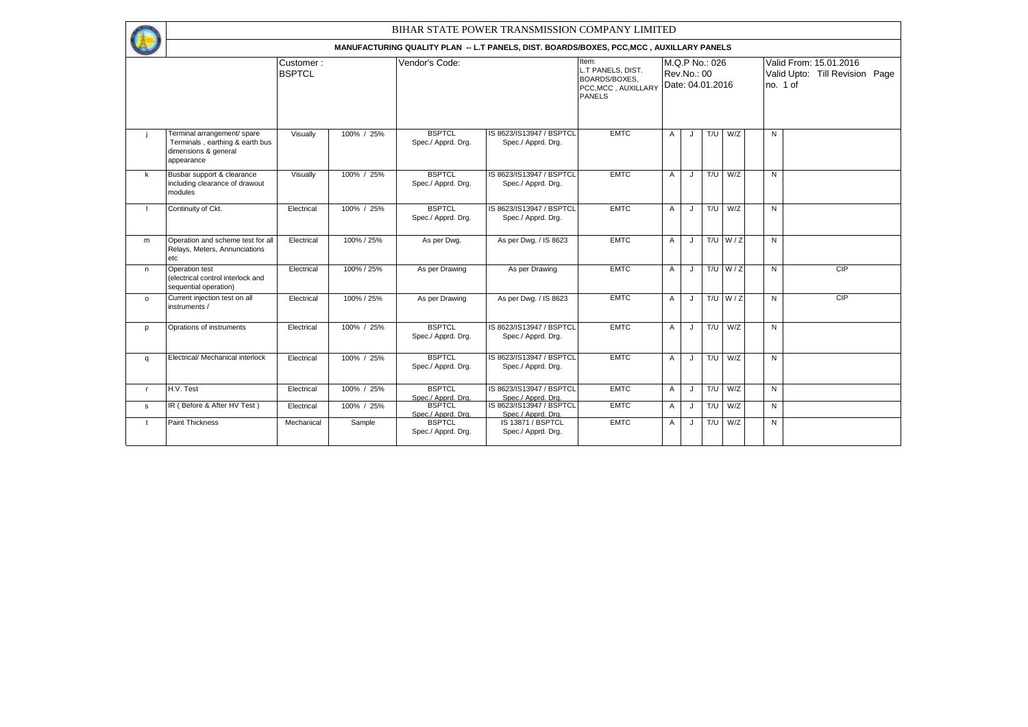# BIHAR STATE POWER TRANSMISSION COMPANY LIMITED

## MANUFACTURING QUALITY PLAN -- L.T PANELS, DIST. BOARDS/BOXES, PCC,MCC , AUXILLARY PANELS

| | Customer : BSPTCL | | Vendor's Code: | | Item: L.T PANELS, DIST. BOARDS/BOXES, PCC,MCC , AUXILLARY PANELS | M.Q.P No.: 026 Rev.No.: 00 Date: 04.01.2016 | | | | | Valid From: 15.01.2016 Valid Upto: Till Revision Page no. 1 of | |
|---|---|---|---|---|---|---|---|---|---|---|---|---|---|
| j | Terminal arrangement/ spare Terminals , earthing & earth bus dimensions & general appearance | Visually | 100% / 25% | BSPTCL Spec./ Apprd. Drg. | IS 8623/IS13947 / BSPTCL Spec./ Apprd. Drg. | EMTC | A | J | T/U | W/Z | | N | |
| k | Busbar support & clearance including clearance of drawout modules | Visually | 100% / 25% | BSPTCL Spec./ Apprd. Drg. | IS 8623/IS13947 / BSPTCL Spec./ Apprd. Drg. | EMTC | A | J | T/U | W/Z | | N | |
| l | Continuity of Ckt. | Electrical | 100% / 25% | BSPTCL Spec./ Apprd. Drg. | IS 8623/IS13947 / BSPTCL Spec./ Apprd. Drg. | EMTC | A | J | T/U | W/Z | | N | |
| m | Operation and scheme test for all Relays, Meters, Annunciations etc | Electrical | 100% / 25% | As per Dwg. | As per Dwg. / IS 8623 | EMTC | A | J | T/U | W / Z | | N | |
| n | Operation test (electrical control interlock and sequential operation) | Electrical | 100% / 25% | As per Drawing | As per Drawing | EMTC | A | J | T/U | W / Z | | N | CIP |
| o | Current injection test on all instruments / | Electrical | 100% / 25% | As per Drawing | As per Dwg. / IS 8623 | EMTC | A | J | T/U | W / Z | | N | CIP |
| p | Oprations of instruments | Electrical | 100% / 25% | BSPTCL Spec./ Apprd. Drg. | IS 8623/IS13947 / BSPTCL Spec./ Apprd. Drg. | EMTC | A | J | T/U | W/Z | | N | |
| q | Electrical/ Mechanical interlock | Electrical | 100% / 25% | BSPTCL Spec./ Apprd. Drg. | IS 8623/IS13947 / BSPTCL Spec./ Apprd. Drg. | EMTC | A | J | T/U | W/Z | | N | |
| r | H.V. Test | Electrical | 100% / 25% | BSPTCL Spec./ Apprd. Drg. | IS 8623/IS13947 / BSPTCL Spec./ Apprd. Drg. | EMTC | A | J | T/U | W/Z | | N | |
| s | IR ( Before & After HV Test ) | Electrical | 100% / 25% | BSPTCL Spec./ Apprd. Drg. | IS 8623/IS13947 / BSPTCL Spec./ Apprd. Drg. | EMTC | A | J | T/U | W/Z | | N | |
| t | Paint Thickness | Mechanical | Sample | BSPTCL Spec./ Apprd. Drg. | IS 13871 / BSPTCL Spec./ Apprd. Drg. | EMTC | A | J | T/U | W/Z | | N | |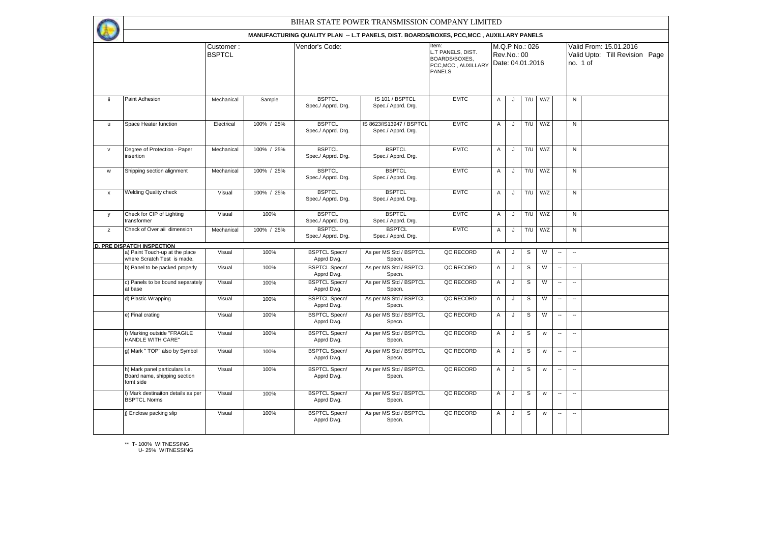# BIHAR STATE POWER TRANSMISSION COMPANY LIMITED

**MANUFACTURING QUALITY PLAN -- L.T PANELS, DIST. BOARDS/BOXES, PCC,MCC , AUXILLARY PANELS**

| Customer : BSPTCL | Vendor's Code: | Item: L.T PANELS, DIST. BOARDS/BOXES, PCC,MCC , AUXILLARY PANELS | M.Q.P No.: 026 Rev.No.: 00 Date: 04.01.2016 | Valid From: 15.01.2016 Valid Upto: Till Revision Page no. 1 of |
|---|---|---|---|---|

| | | | | | | | | | | | | | |
|---|---|---|---|---|---|---|---|---|---|---|---|---|---|
| ii | Paint Adhesion | Mechanical | Sample | BSPTCL Spec./ Apprd. Drg. | IS 101 / BSPTCL Spec./ Apprd. Drg. | EMTC | A | J | T/U | W/Z | | N | |
| u | Space Heater function | Electrical | 100% / 25% | BSPTCL Spec./ Apprd. Drg. | IS 8623/IS13947 / BSPTCL Spec./ Apprd. Drg. | EMTC | A | J | T/U | W/Z | | N | |
| v | Degree of Protection - Paper insertion | Mechanical | 100% / 25% | BSPTCL Spec./ Apprd. Drg. | BSPTCL Spec./ Apprd. Drg. | EMTC | A | J | T/U | W/Z | | N | |
| w | Shipping section alignment | Mechanical | 100% / 25% | BSPTCL Spec./ Apprd. Drg. | BSPTCL Spec./ Apprd. Drg. | EMTC | A | J | T/U | W/Z | | N | |
| x | Welding Quality check | Visual | 100% / 25% | BSPTCL Spec./ Apprd. Drg. | BSPTCL Spec./ Apprd. Drg. | EMTC | A | J | T/U | W/Z | | N | |
| y | Check for CIP of Lighting transformer | Visual | 100% | BSPTCL Spec./ Apprd. Drg. | BSPTCL Spec./ Apprd. Drg. | EMTC | A | J | T/U | W/Z | | N | |
| z | Check of Over aii dimension | Mechanical | 100% / 25% | BSPTCL Spec./ Apprd. Drg. | BSPTCL Spec./ Apprd. Drg. | EMTC | A | J | T/U | W/Z | | N | |
| **D. PRE DISPATCH INSPECTION** | | | | | | | | | | | | | |
| | a) Paint Touch-up at the place where Scratch Test is made. | Visual | 100% | BSPTCL Specn/ Apprd Dwg. | As per MS Std / BSPTCL Specn. | QC RECORD | A | J | S | W | -- | -- | |
| | b) Panel to be packed properly | Visual | 100% | BSPTCL Specn/ Apprd Dwg. | As per MS Std / BSPTCL Specn. | QC RECORD | A | J | S | W | -- | -- | |
| | c) Panels to be bound separately at base | Visual | 100% | BSPTCL Specn/ Apprd Dwg. | As per MS Std / BSPTCL Specn. | QC RECORD | A | J | S | W | -- | -- | |
| | d) Plastic Wrapping | Visual | 100% | BSPTCL Specn/ Apprd Dwg. | As per MS Std / BSPTCL Specn. | QC RECORD | A | J | S | W | -- | -- | |
| | e) Final crating | Visual | 100% | BSPTCL Specn/ Apprd Dwg. | As per MS Std / BSPTCL Specn. | QC RECORD | A | J | S | W | -- | -- | |
| | f) Marking outside "FRAGILE HANDLE WITH CARE" | Visual | 100% | BSPTCL Specn/ Apprd Dwg. | As per MS Std / BSPTCL Specn. | QC RECORD | A | J | S | w | -- | -- | |
| | g) Mark " TOP" also by Symbol | Visual | 100% | BSPTCL Specn/ Apprd Dwg. | As per MS Std / BSPTCL Specn. | QC RECORD | A | J | S | w | -- | -- | |
| | h) Mark panel particulars I.e. Board name, shipping section fornt side | Visual | 100% | BSPTCL Specn/ Apprd Dwg. | As per MS Std / BSPTCL Specn. | QC RECORD | A | J | S | w | -- | -- | |
| | I) Mark destinaiton details as per BSPTCL Norms | Visual | 100% | BSPTCL Specn/ Apprd Dwg. | As per MS Std / BSPTCL Specn. | QC RECORD | A | J | S | w | -- | -- | |
| | j) Enclose packing slip | Visual | 100% | BSPTCL Specn/ Apprd Dwg. | As per MS Std / BSPTCL Specn. | QC RECORD | A | J | S | w | -- | -- | |

** T- 100% WITNESSING
U- 25% WITNESSING